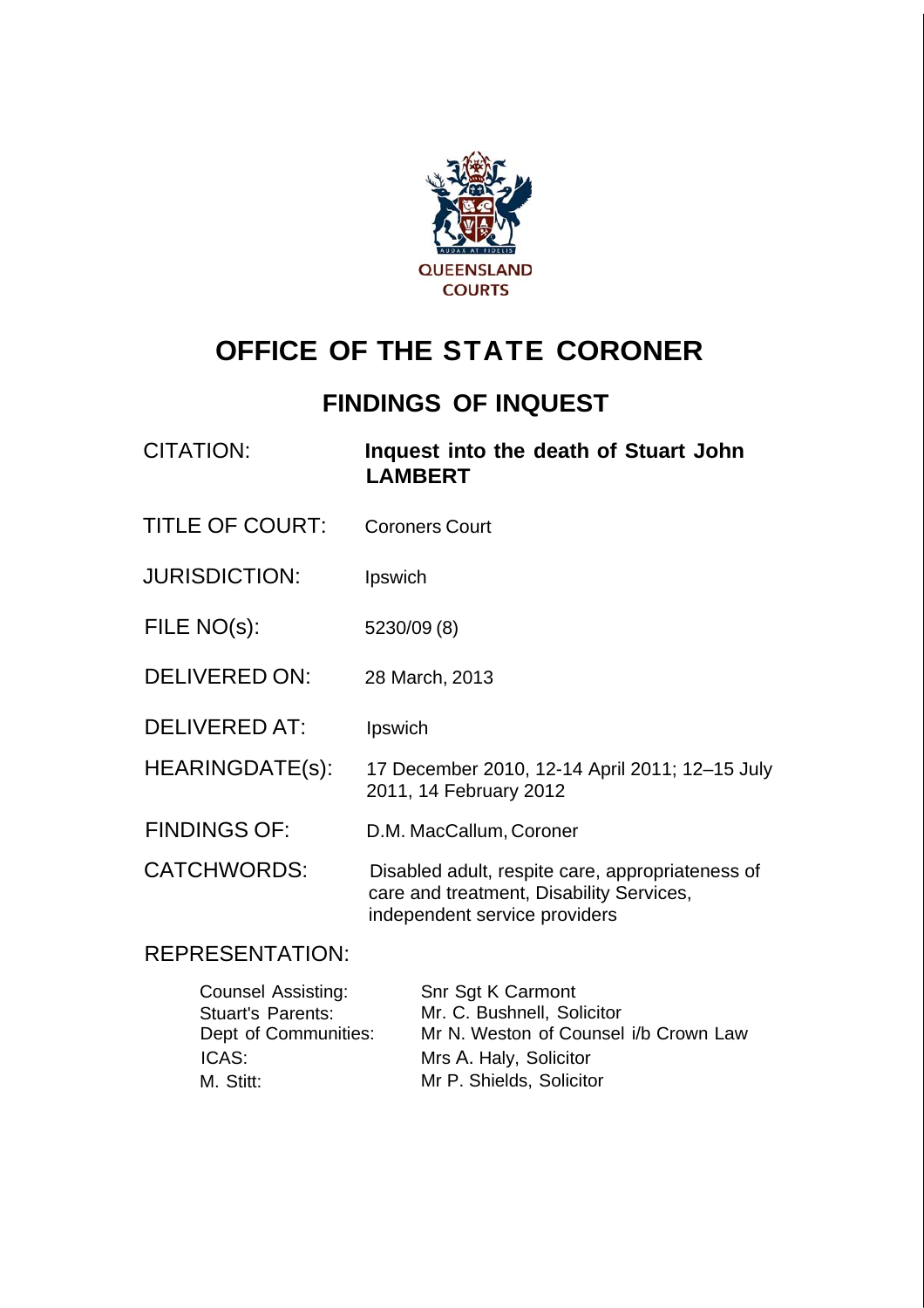QUEENSLAND COURTS

# OFFICE OF THE STATE CORONER

## FINDINGS OF INQUEST

| | |
|---|---|
| CITATION: | **Inquest into the death of Stuart John LAMBERT** |
| TITLE OF COURT: | Coroners Court |
| JURISDICTION: | Ipswich |
| FILE NO(s): | 5230/09 (8) |
| DELIVERED ON: | 28 March, 2013 |
| DELIVERED AT: | Ipswich |
| HEARINGDATE(s): | 17 December 2010, 12-14 April 2011; 12–15 July 2011, 14 February 2012 |
| FINDINGS OF: | D.M. MacCallum, Coroner |
| CATCHWORDS: | Disabled adult, respite care, appropriateness of care and treatment, Disability Services, independent service providers |

REPRESENTATION:

| | |
|---|---|
| Counsel Assisting: | Snr Sgt K Carmont |
| Stuart's Parents: | Mr. C. Bushnell, Solicitor |
| Dept of Communities: | Mr N. Weston of Counsel i/b Crown Law |
| ICAS: | Mrs A. Haly, Solicitor |
| M. Stitt: | Mr P. Shields, Solicitor |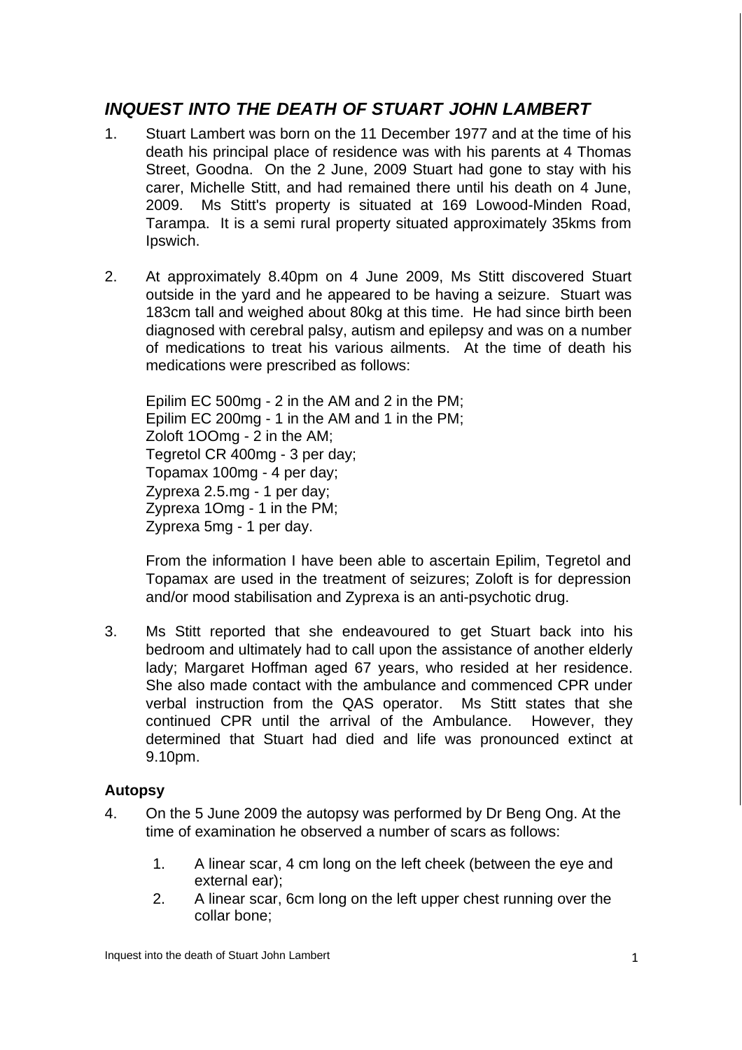## *INQUEST INTO THE DEATH OF STUART JOHN LAMBERT*

1. Stuart Lambert was born on the 11 December 1977 and at the time of his death his principal place of residence was with his parents at 4 Thomas Street, Goodna. On the 2 June, 2009 Stuart had gone to stay with his carer, Michelle Stitt, and had remained there until his death on 4 June, 2009. Ms Stitt's property is situated at 169 Lowood-Minden Road, Tarampa. It is a semi rural property situated approximately 35kms from Ipswich.

2. At approximately 8.40pm on 4 June 2009, Ms Stitt discovered Stuart outside in the yard and he appeared to be having a seizure. Stuart was 183cm tall and weighed about 80kg at this time. He had since birth been diagnosed with cerebral palsy, autism and epilepsy and was on a number of medications to treat his various ailments. At the time of death his medications were prescribed as follows:

   Epilim EC 500mg - 2 in the AM and 2 in the PM;
   Epilim EC 200mg - 1 in the AM and 1 in the PM;
   Zoloft 1OOmg - 2 in the AM;
   Tegretol CR 400mg - 3 per day;
   Topamax 100mg - 4 per day;
   Zyprexa 2.5.mg - 1 per day;
   Zyprexa 1Omg - 1 in the PM;
   Zyprexa 5mg - 1 per day.

   From the information I have been able to ascertain Epilim, Tegretol and Topamax are used in the treatment of seizures; Zoloft is for depression and/or mood stabilisation and Zyprexa is an anti-psychotic drug.

3. Ms Stitt reported that she endeavoured to get Stuart back into his bedroom and ultimately had to call upon the assistance of another elderly lady; Margaret Hoffman aged 67 years, who resided at her residence. She also made contact with the ambulance and commenced CPR under verbal instruction from the QAS operator. Ms Stitt states that she continued CPR until the arrival of the Ambulance. However, they determined that Stuart had died and life was pronounced extinct at 9.10pm.

**Autopsy**

4. On the 5 June 2009 the autopsy was performed by Dr Beng Ong. At the time of examination he observed a number of scars as follows:

   1. A linear scar, 4 cm long on the left cheek (between the eye and external ear);
   2. A linear scar, 6cm long on the left upper chest running over the collar bone;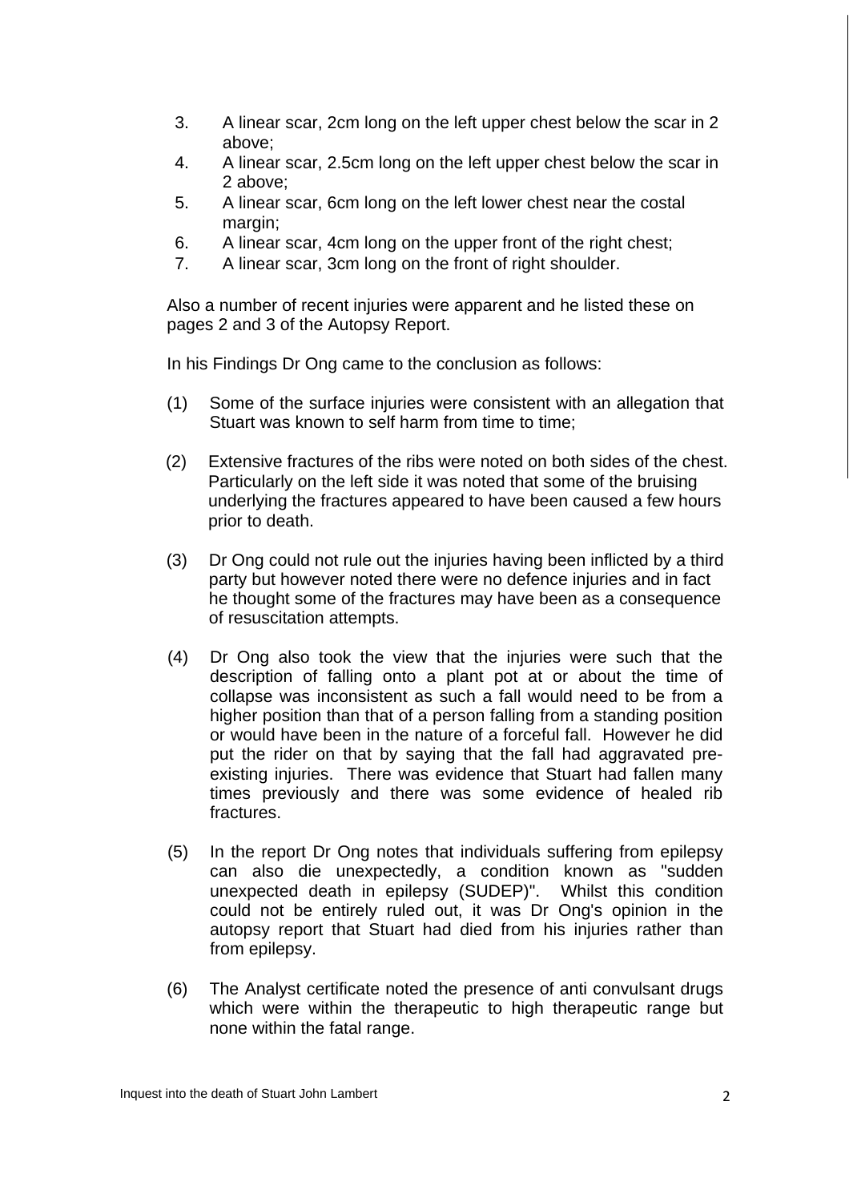3. A linear scar, 2cm long on the left upper chest below the scar in 2 above;
4. A linear scar, 2.5cm long on the left upper chest below the scar in 2 above;
5. A linear scar, 6cm long on the left lower chest near the costal margin;
6. A linear scar, 4cm long on the upper front of the right chest;
7. A linear scar, 3cm long on the front of right shoulder.

Also a number of recent injuries were apparent and he listed these on pages 2 and 3 of the Autopsy Report.

In his Findings Dr Ong came to the conclusion as follows:

(1) Some of the surface injuries were consistent with an allegation that Stuart was known to self harm from time to time;

(2) Extensive fractures of the ribs were noted on both sides of the chest. Particularly on the left side it was noted that some of the bruising underlying the fractures appeared to have been caused a few hours prior to death.

(3) Dr Ong could not rule out the injuries having been inflicted by a third party but however noted there were no defence injuries and in fact he thought some of the fractures may have been as a consequence of resuscitation attempts.

(4) Dr Ong also took the view that the injuries were such that the description of falling onto a plant pot at or about the time of collapse was inconsistent as such a fall would need to be from a higher position than that of a person falling from a standing position or would have been in the nature of a forceful fall. However he did put the rider on that by saying that the fall had aggravated pre-existing injuries. There was evidence that Stuart had fallen many times previously and there was some evidence of healed rib fractures.

(5) In the report Dr Ong notes that individuals suffering from epilepsy can also die unexpectedly, a condition known as "sudden unexpected death in epilepsy (SUDEP)". Whilst this condition could not be entirely ruled out, it was Dr Ong's opinion in the autopsy report that Stuart had died from his injuries rather than from epilepsy.

(6) The Analyst certificate noted the presence of anti convulsant drugs which were within the therapeutic to high therapeutic range but none within the fatal range.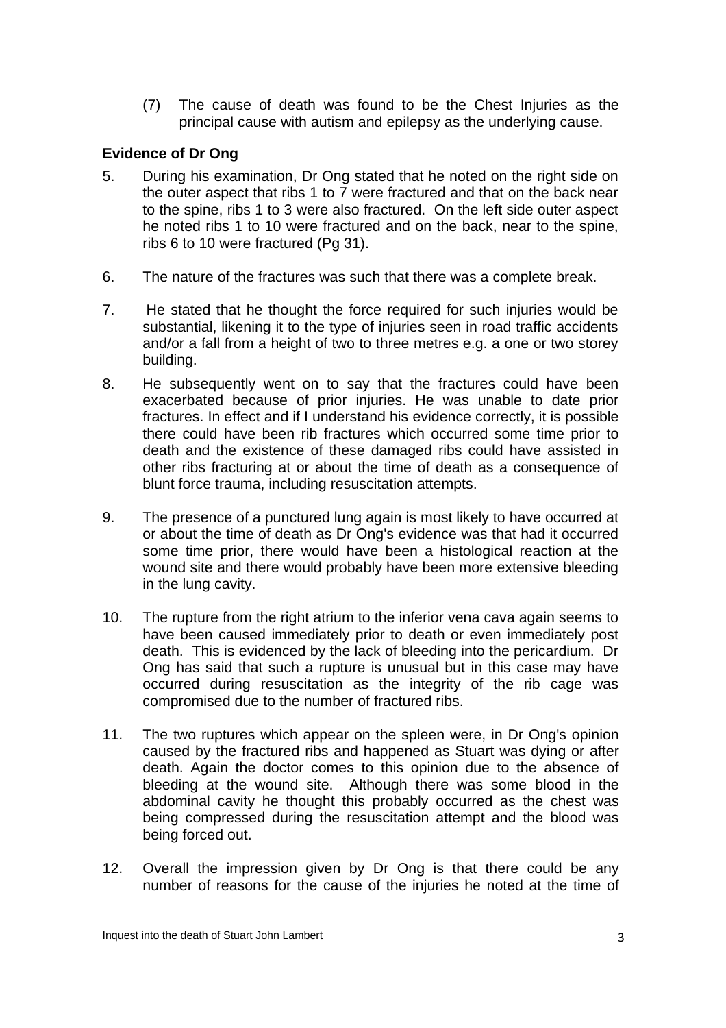(7) The cause of death was found to be the Chest Injuries as the principal cause with autism and epilepsy as the underlying cause.

**Evidence of Dr Ong**

5. During his examination, Dr Ong stated that he noted on the right side on the outer aspect that ribs 1 to 7 were fractured and that on the back near to the spine, ribs 1 to 3 were also fractured. On the left side outer aspect he noted ribs 1 to 10 were fractured and on the back, near to the spine, ribs 6 to 10 were fractured (Pg 31).

6. The nature of the fractures was such that there was a complete break.

7. He stated that he thought the force required for such injuries would be substantial, likening it to the type of injuries seen in road traffic accidents and/or a fall from a height of two to three metres e.g. a one or two storey building.

8. He subsequently went on to say that the fractures could have been exacerbated because of prior injuries. He was unable to date prior fractures. In effect and if I understand his evidence correctly, it is possible there could have been rib fractures which occurred some time prior to death and the existence of these damaged ribs could have assisted in other ribs fracturing at or about the time of death as a consequence of blunt force trauma, including resuscitation attempts.

9. The presence of a punctured lung again is most likely to have occurred at or about the time of death as Dr Ong's evidence was that had it occurred some time prior, there would have been a histological reaction at the wound site and there would probably have been more extensive bleeding in the lung cavity.

10. The rupture from the right atrium to the inferior vena cava again seems to have been caused immediately prior to death or even immediately post death. This is evidenced by the lack of bleeding into the pericardium. Dr Ong has said that such a rupture is unusual but in this case may have occurred during resuscitation as the integrity of the rib cage was compromised due to the number of fractured ribs.

11. The two ruptures which appear on the spleen were, in Dr Ong's opinion caused by the fractured ribs and happened as Stuart was dying or after death. Again the doctor comes to this opinion due to the absence of bleeding at the wound site. Although there was some blood in the abdominal cavity he thought this probably occurred as the chest was being compressed during the resuscitation attempt and the blood was being forced out.

12. Overall the impression given by Dr Ong is that there could be any number of reasons for the cause of the injuries he noted at the time of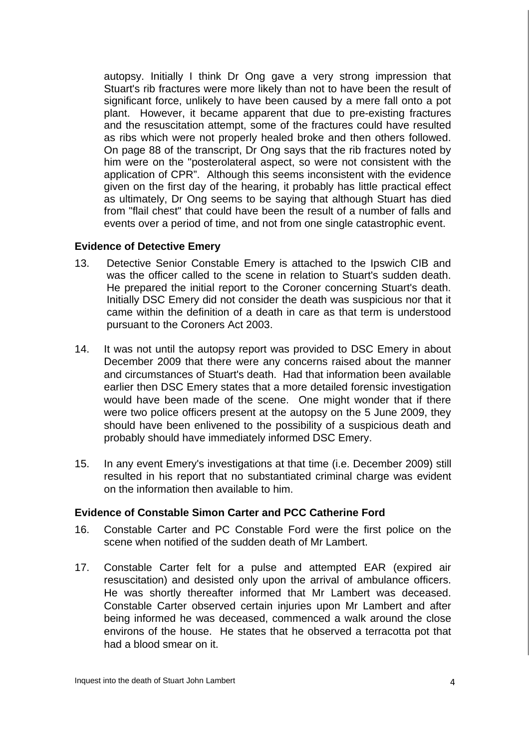autopsy. Initially I think Dr Ong gave a very strong impression that Stuart's rib fractures were more likely than not to have been the result of significant force, unlikely to have been caused by a mere fall onto a pot plant. However, it became apparent that due to pre-existing fractures and the resuscitation attempt, some of the fractures could have resulted as ribs which were not properly healed broke and then others followed. On page 88 of the transcript, Dr Ong says that the rib fractures noted by him were on the "posterolateral aspect, so were not consistent with the application of CPR". Although this seems inconsistent with the evidence given on the first day of the hearing, it probably has little practical effect as ultimately, Dr Ong seems to be saying that although Stuart has died from "flail chest" that could have been the result of a number of falls and events over a period of time, and not from one single catastrophic event.

**Evidence of Detective Emery**

13. Detective Senior Constable Emery is attached to the Ipswich CIB and was the officer called to the scene in relation to Stuart's sudden death. He prepared the initial report to the Coroner concerning Stuart's death. Initially DSC Emery did not consider the death was suspicious nor that it came within the definition of a death in care as that term is understood pursuant to the Coroners Act 2003.

14. It was not until the autopsy report was provided to DSC Emery in about December 2009 that there were any concerns raised about the manner and circumstances of Stuart's death. Had that information been available earlier then DSC Emery states that a more detailed forensic investigation would have been made of the scene. One might wonder that if there were two police officers present at the autopsy on the 5 June 2009, they should have been enlivened to the possibility of a suspicious death and probably should have immediately informed DSC Emery.

15. In any event Emery's investigations at that time (i.e. December 2009) still resulted in his report that no substantiated criminal charge was evident on the information then available to him.

**Evidence of Constable Simon Carter and PCC Catherine Ford**

16. Constable Carter and PC Constable Ford were the first police on the scene when notified of the sudden death of Mr Lambert.

17. Constable Carter felt for a pulse and attempted EAR (expired air resuscitation) and desisted only upon the arrival of ambulance officers. He was shortly thereafter informed that Mr Lambert was deceased. Constable Carter observed certain injuries upon Mr Lambert and after being informed he was deceased, commenced a walk around the close environs of the house. He states that he observed a terracotta pot that had a blood smear on it.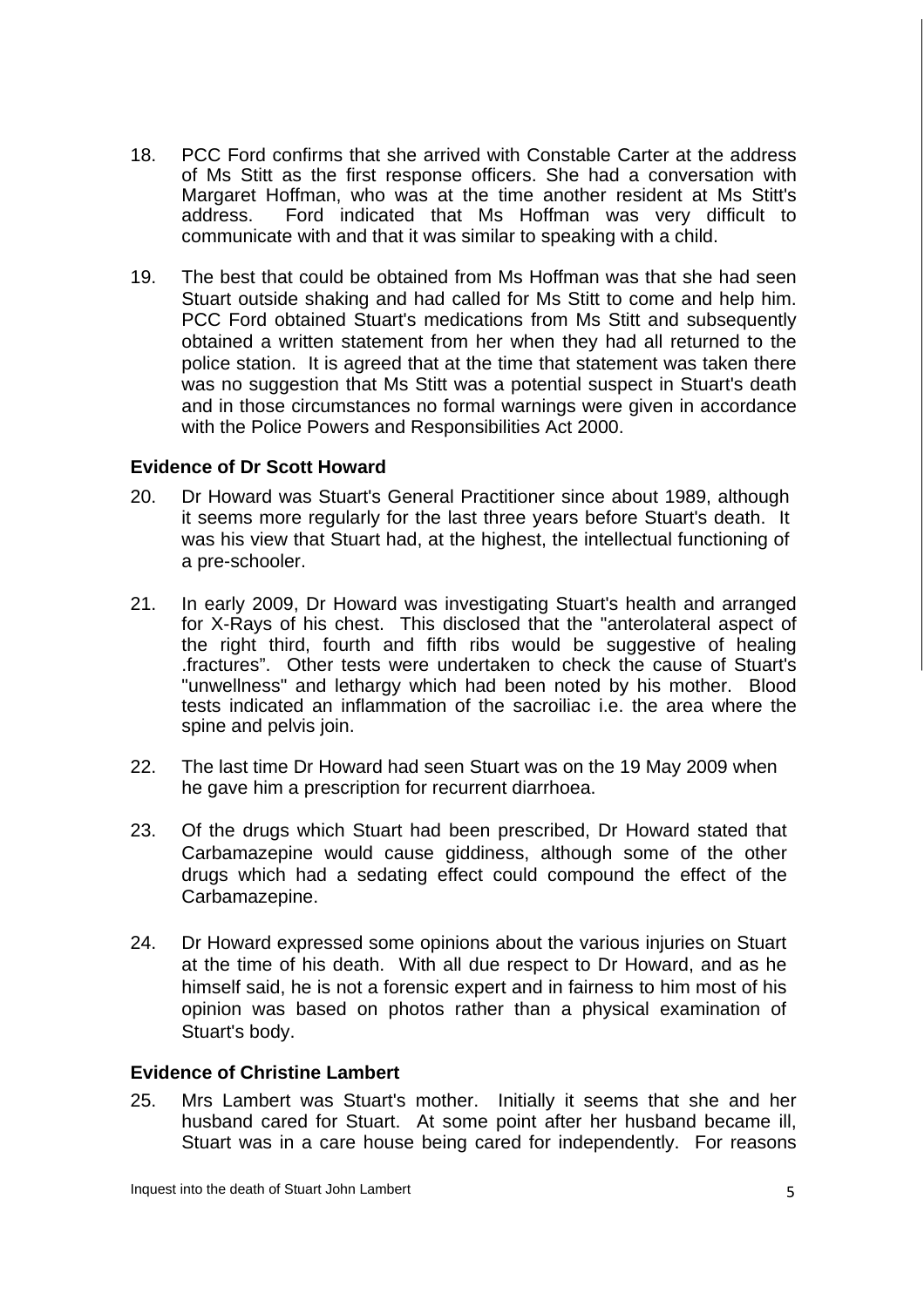18. PCC Ford confirms that she arrived with Constable Carter at the address of Ms Stitt as the first response officers. She had a conversation with Margaret Hoffman, who was at the time another resident at Ms Stitt's address. Ford indicated that Ms Hoffman was very difficult to communicate with and that it was similar to speaking with a child.

19. The best that could be obtained from Ms Hoffman was that she had seen Stuart outside shaking and had called for Ms Stitt to come and help him. PCC Ford obtained Stuart's medications from Ms Stitt and subsequently obtained a written statement from her when they had all returned to the police station. It is agreed that at the time that statement was taken there was no suggestion that Ms Stitt was a potential suspect in Stuart's death and in those circumstances no formal warnings were given in accordance with the Police Powers and Responsibilities Act 2000.

**Evidence of Dr Scott Howard**

20. Dr Howard was Stuart's General Practitioner since about 1989, although it seems more regularly for the last three years before Stuart's death. It was his view that Stuart had, at the highest, the intellectual functioning of a pre-schooler.

21. In early 2009, Dr Howard was investigating Stuart's health and arranged for X-Rays of his chest. This disclosed that the "anterolateral aspect of the right third, fourth and fifth ribs would be suggestive of healing .fractures". Other tests were undertaken to check the cause of Stuart's "unwellness" and lethargy which had been noted by his mother. Blood tests indicated an inflammation of the sacroiliac i.e. the area where the spine and pelvis join.

22. The last time Dr Howard had seen Stuart was on the 19 May 2009 when he gave him a prescription for recurrent diarrhoea.

23. Of the drugs which Stuart had been prescribed, Dr Howard stated that Carbamazepine would cause giddiness, although some of the other drugs which had a sedating effect could compound the effect of the Carbamazepine.

24. Dr Howard expressed some opinions about the various injuries on Stuart at the time of his death. With all due respect to Dr Howard, and as he himself said, he is not a forensic expert and in fairness to him most of his opinion was based on photos rather than a physical examination of Stuart's body.

**Evidence of Christine Lambert**

25. Mrs Lambert was Stuart's mother. Initially it seems that she and her husband cared for Stuart. At some point after her husband became ill, Stuart was in a care house being cared for independently. For reasons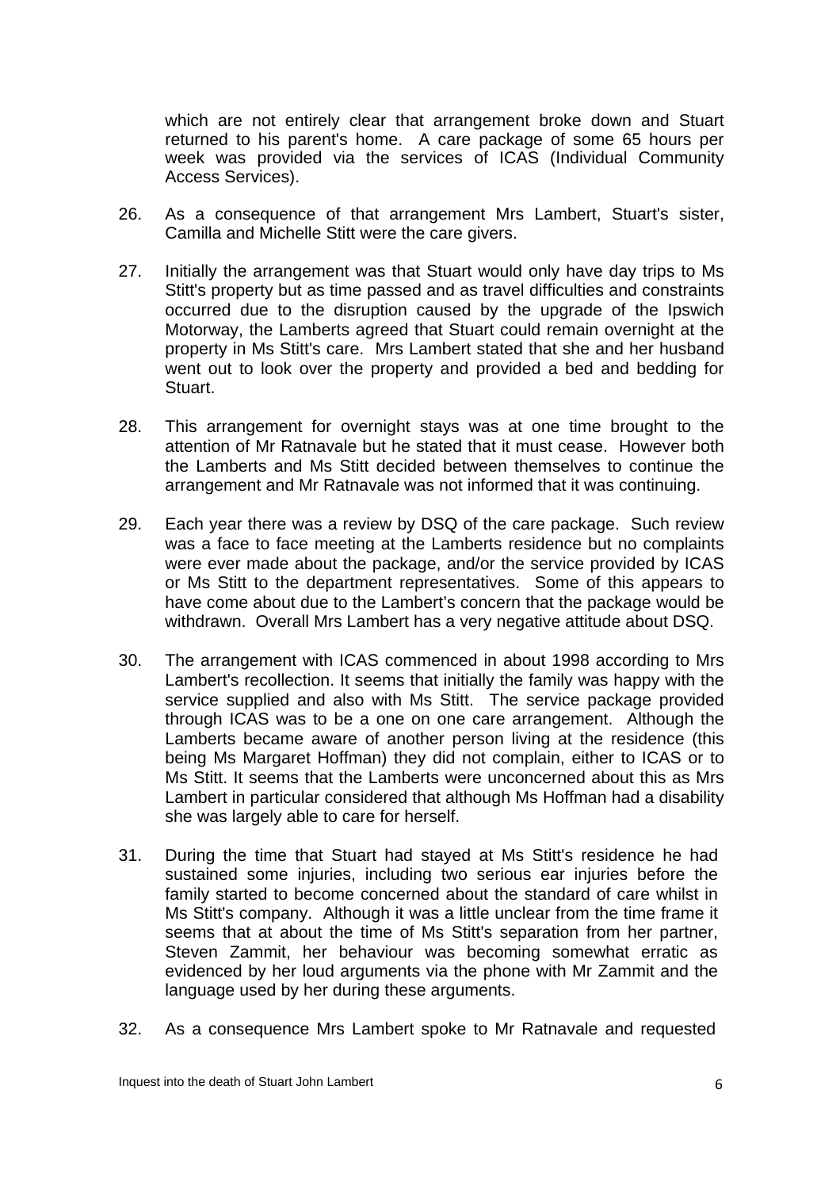which are not entirely clear that arrangement broke down and Stuart returned to his parent's home. A care package of some 65 hours per week was provided via the services of ICAS (Individual Community Access Services).

26. As a consequence of that arrangement Mrs Lambert, Stuart's sister, Camilla and Michelle Stitt were the care givers.

27. Initially the arrangement was that Stuart would only have day trips to Ms Stitt's property but as time passed and as travel difficulties and constraints occurred due to the disruption caused by the upgrade of the Ipswich Motorway, the Lamberts agreed that Stuart could remain overnight at the property in Ms Stitt's care. Mrs Lambert stated that she and her husband went out to look over the property and provided a bed and bedding for Stuart.

28. This arrangement for overnight stays was at one time brought to the attention of Mr Ratnavale but he stated that it must cease. However both the Lamberts and Ms Stitt decided between themselves to continue the arrangement and Mr Ratnavale was not informed that it was continuing.

29. Each year there was a review by DSQ of the care package. Such review was a face to face meeting at the Lamberts residence but no complaints were ever made about the package, and/or the service provided by ICAS or Ms Stitt to the department representatives. Some of this appears to have come about due to the Lambert's concern that the package would be withdrawn. Overall Mrs Lambert has a very negative attitude about DSQ.

30. The arrangement with ICAS commenced in about 1998 according to Mrs Lambert's recollection. It seems that initially the family was happy with the service supplied and also with Ms Stitt. The service package provided through ICAS was to be a one on one care arrangement. Although the Lamberts became aware of another person living at the residence (this being Ms Margaret Hoffman) they did not complain, either to ICAS or to Ms Stitt. It seems that the Lamberts were unconcerned about this as Mrs Lambert in particular considered that although Ms Hoffman had a disability she was largely able to care for herself.

31. During the time that Stuart had stayed at Ms Stitt's residence he had sustained some injuries, including two serious ear injuries before the family started to become concerned about the standard of care whilst in Ms Stitt's company. Although it was a little unclear from the time frame it seems that at about the time of Ms Stitt's separation from her partner, Steven Zammit, her behaviour was becoming somewhat erratic as evidenced by her loud arguments via the phone with Mr Zammit and the language used by her during these arguments.

32. As a consequence Mrs Lambert spoke to Mr Ratnavale and requested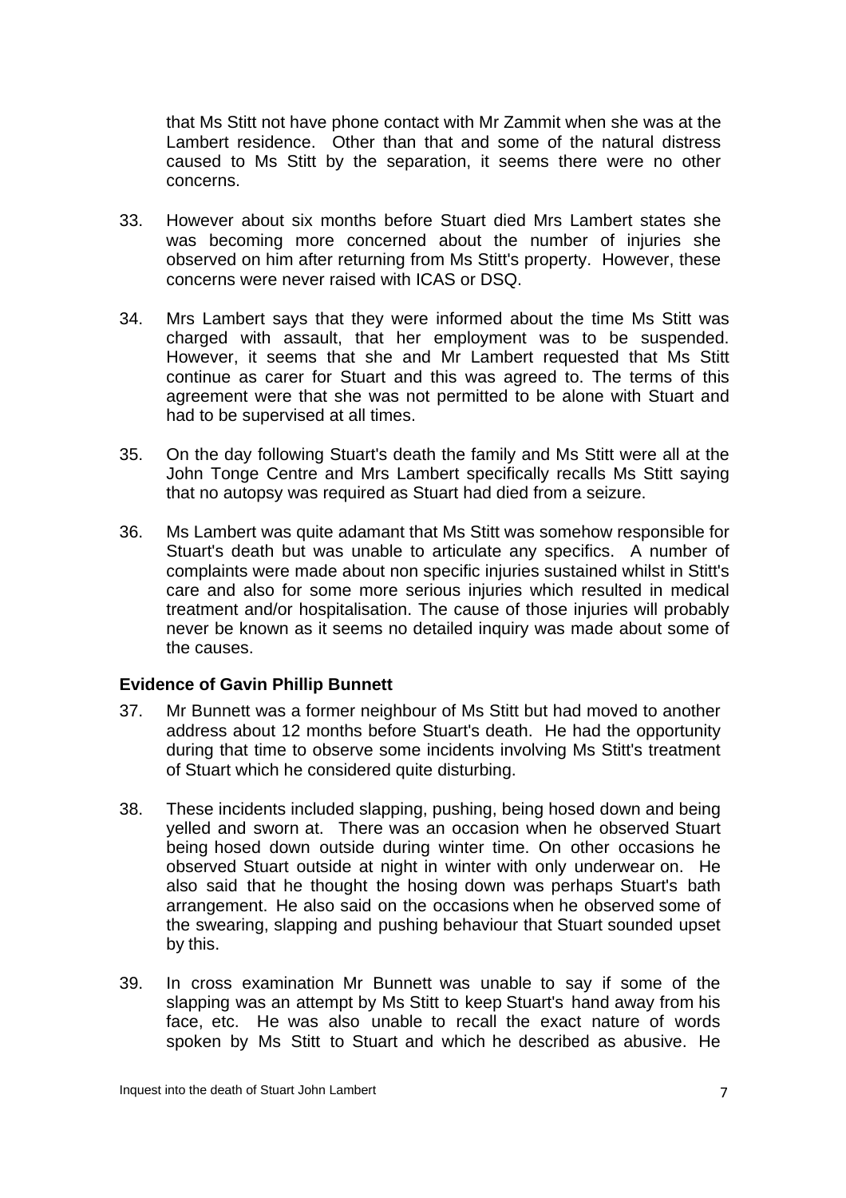that Ms Stitt not have phone contact with Mr Zammit when she was at the Lambert residence. Other than that and some of the natural distress caused to Ms Stitt by the separation, it seems there were no other concerns.

33. However about six months before Stuart died Mrs Lambert states she was becoming more concerned about the number of injuries she observed on him after returning from Ms Stitt's property. However, these concerns were never raised with ICAS or DSQ.

34. Mrs Lambert says that they were informed about the time Ms Stitt was charged with assault, that her employment was to be suspended. However, it seems that she and Mr Lambert requested that Ms Stitt continue as carer for Stuart and this was agreed to. The terms of this agreement were that she was not permitted to be alone with Stuart and had to be supervised at all times.

35. On the day following Stuart's death the family and Ms Stitt were all at the John Tonge Centre and Mrs Lambert specifically recalls Ms Stitt saying that no autopsy was required as Stuart had died from a seizure.

36. Ms Lambert was quite adamant that Ms Stitt was somehow responsible for Stuart's death but was unable to articulate any specifics. A number of complaints were made about non specific injuries sustained whilst in Stitt's care and also for some more serious injuries which resulted in medical treatment and/or hospitalisation. The cause of those injuries will probably never be known as it seems no detailed inquiry was made about some of the causes.

### Evidence of Gavin Phillip Bunnett

37. Mr Bunnett was a former neighbour of Ms Stitt but had moved to another address about 12 months before Stuart's death. He had the opportunity during that time to observe some incidents involving Ms Stitt's treatment of Stuart which he considered quite disturbing.

38. These incidents included slapping, pushing, being hosed down and being yelled and sworn at. There was an occasion when he observed Stuart being hosed down outside during winter time. On other occasions he observed Stuart outside at night in winter with only underwear on. He also said that he thought the hosing down was perhaps Stuart's bath arrangement. He also said on the occasions when he observed some of the swearing, slapping and pushing behaviour that Stuart sounded upset by this.

39. In cross examination Mr Bunnett was unable to say if some of the slapping was an attempt by Ms Stitt to keep Stuart's hand away from his face, etc. He was also unable to recall the exact nature of words spoken by Ms Stitt to Stuart and which he described as abusive. He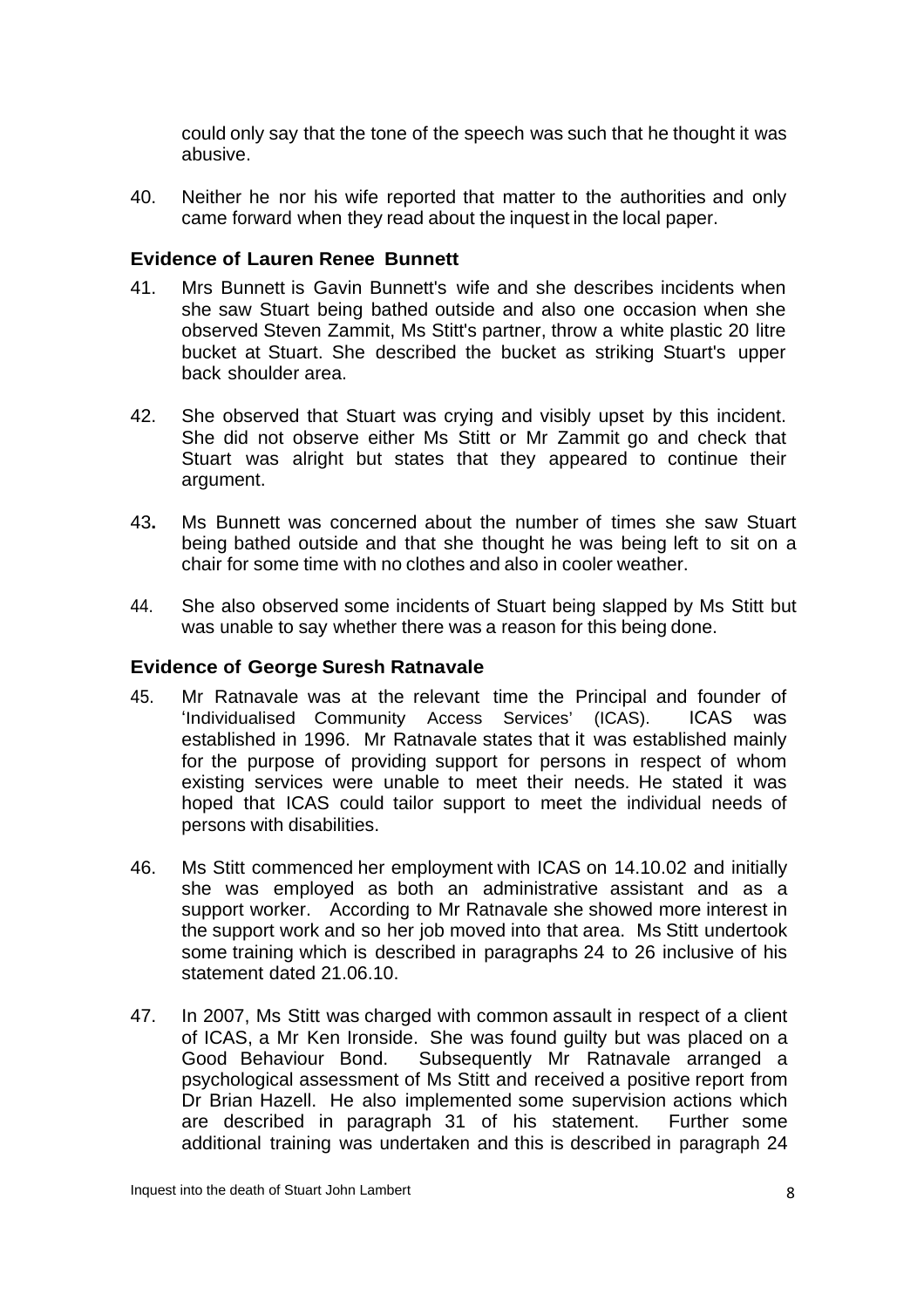could only say that the tone of the speech was such that he thought it was abusive.

40. Neither he nor his wife reported that matter to the authorities and only came forward when they read about the inquest in the local paper.

### Evidence of Lauren Renee Bunnett

41. Mrs Bunnett is Gavin Bunnett's wife and she describes incidents when she saw Stuart being bathed outside and also one occasion when she observed Steven Zammit, Ms Stitt's partner, throw a white plastic 20 litre bucket at Stuart. She described the bucket as striking Stuart's upper back shoulder area.

42. She observed that Stuart was crying and visibly upset by this incident. She did not observe either Ms Stitt or Mr Zammit go and check that Stuart was alright but states that they appeared to continue their argument.

43. Ms Bunnett was concerned about the number of times she saw Stuart being bathed outside and that she thought he was being left to sit on a chair for some time with no clothes and also in cooler weather.

44. She also observed some incidents of Stuart being slapped by Ms Stitt but was unable to say whether there was a reason for this being done.

### Evidence of George Suresh Ratnavale

45. Mr Ratnavale was at the relevant time the Principal and founder of 'Individualised Community Access Services' (ICAS). ICAS was established in 1996. Mr Ratnavale states that it was established mainly for the purpose of providing support for persons in respect of whom existing services were unable to meet their needs. He stated it was hoped that ICAS could tailor support to meet the individual needs of persons with disabilities.

46. Ms Stitt commenced her employment with ICAS on 14.10.02 and initially she was employed as both an administrative assistant and as a support worker. According to Mr Ratnavale she showed more interest in the support work and so her job moved into that area. Ms Stitt undertook some training which is described in paragraphs 24 to 26 inclusive of his statement dated 21.06.10.

47. In 2007, Ms Stitt was charged with common assault in respect of a client of ICAS, a Mr Ken Ironside. She was found guilty but was placed on a Good Behaviour Bond. Subsequently Mr Ratnavale arranged a psychological assessment of Ms Stitt and received a positive report from Dr Brian Hazell. He also implemented some supervision actions which are described in paragraph 31 of his statement. Further some additional training was undertaken and this is described in paragraph 24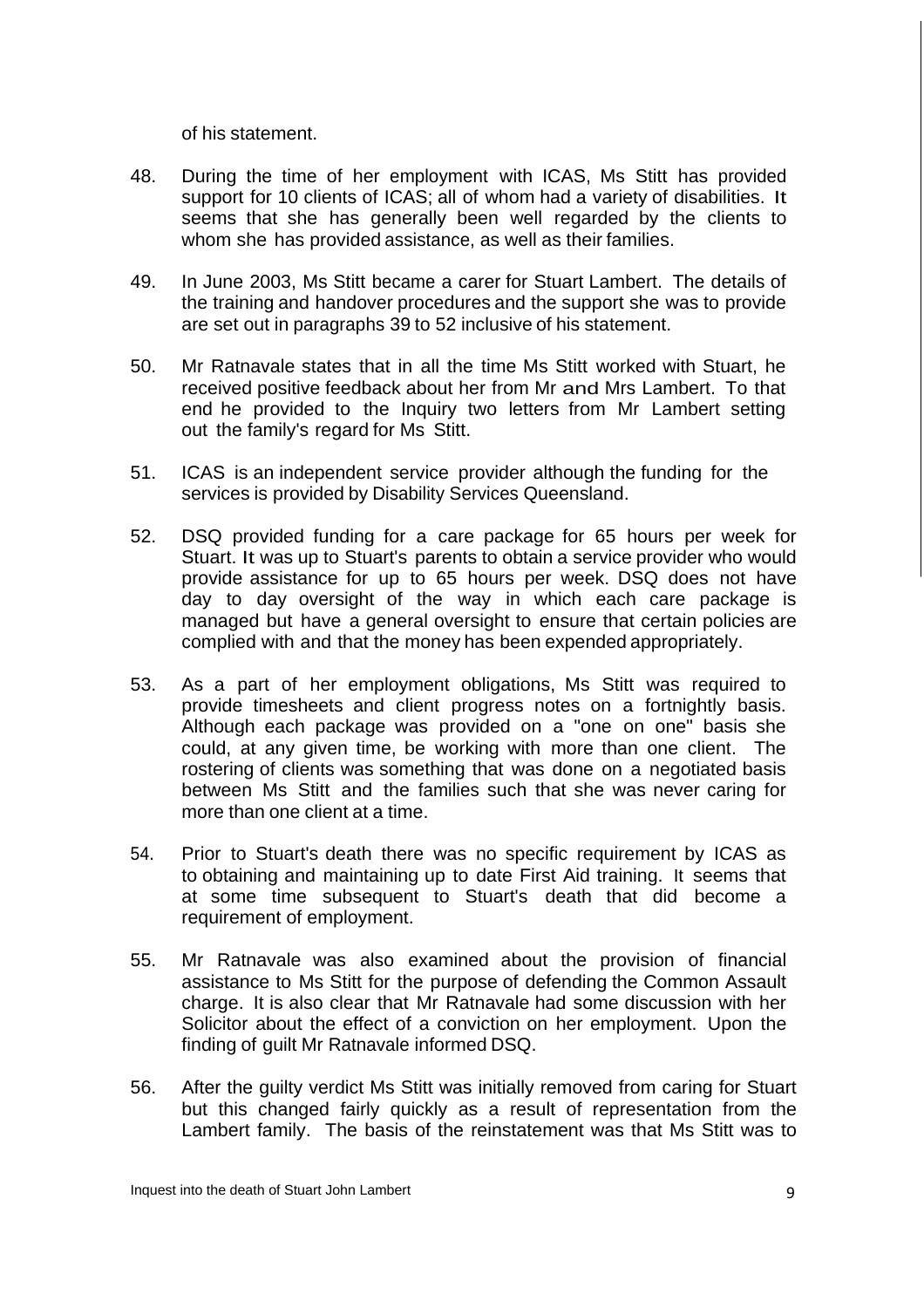of his statement.

48. During the time of her employment with ICAS, Ms Stitt has provided support for 10 clients of ICAS; all of whom had a variety of disabilities. It seems that she has generally been well regarded by the clients to whom she has provided assistance, as well as their families.

49. In June 2003, Ms Stitt became a carer for Stuart Lambert. The details of the training and handover procedures and the support she was to provide are set out in paragraphs 39 to 52 inclusive of his statement.

50. Mr Ratnavale states that in all the time Ms Stitt worked with Stuart, he received positive feedback about her from Mr and Mrs Lambert. To that end he provided to the Inquiry two letters from Mr Lambert setting out the family's regard for Ms Stitt.

51. ICAS is an independent service provider although the funding for the services is provided by Disability Services Queensland.

52. DSQ provided funding for a care package for 65 hours per week for Stuart. It was up to Stuart's parents to obtain a service provider who would provide assistance for up to 65 hours per week. DSQ does not have day to day oversight of the way in which each care package is managed but have a general oversight to ensure that certain policies are complied with and that the money has been expended appropriately.

53. As a part of her employment obligations, Ms Stitt was required to provide timesheets and client progress notes on a fortnightly basis. Although each package was provided on a "one on one" basis she could, at any given time, be working with more than one client. The rostering of clients was something that was done on a negotiated basis between Ms Stitt and the families such that she was never caring for more than one client at a time.

54. Prior to Stuart's death there was no specific requirement by ICAS as to obtaining and maintaining up to date First Aid training. It seems that at some time subsequent to Stuart's death that did become a requirement of employment.

55. Mr Ratnavale was also examined about the provision of financial assistance to Ms Stitt for the purpose of defending the Common Assault charge. It is also clear that Mr Ratnavale had some discussion with her Solicitor about the effect of a conviction on her employment. Upon the finding of guilt Mr Ratnavale informed DSQ.

56. After the guilty verdict Ms Stitt was initially removed from caring for Stuart but this changed fairly quickly as a result of representation from the Lambert family. The basis of the reinstatement was that Ms Stitt was to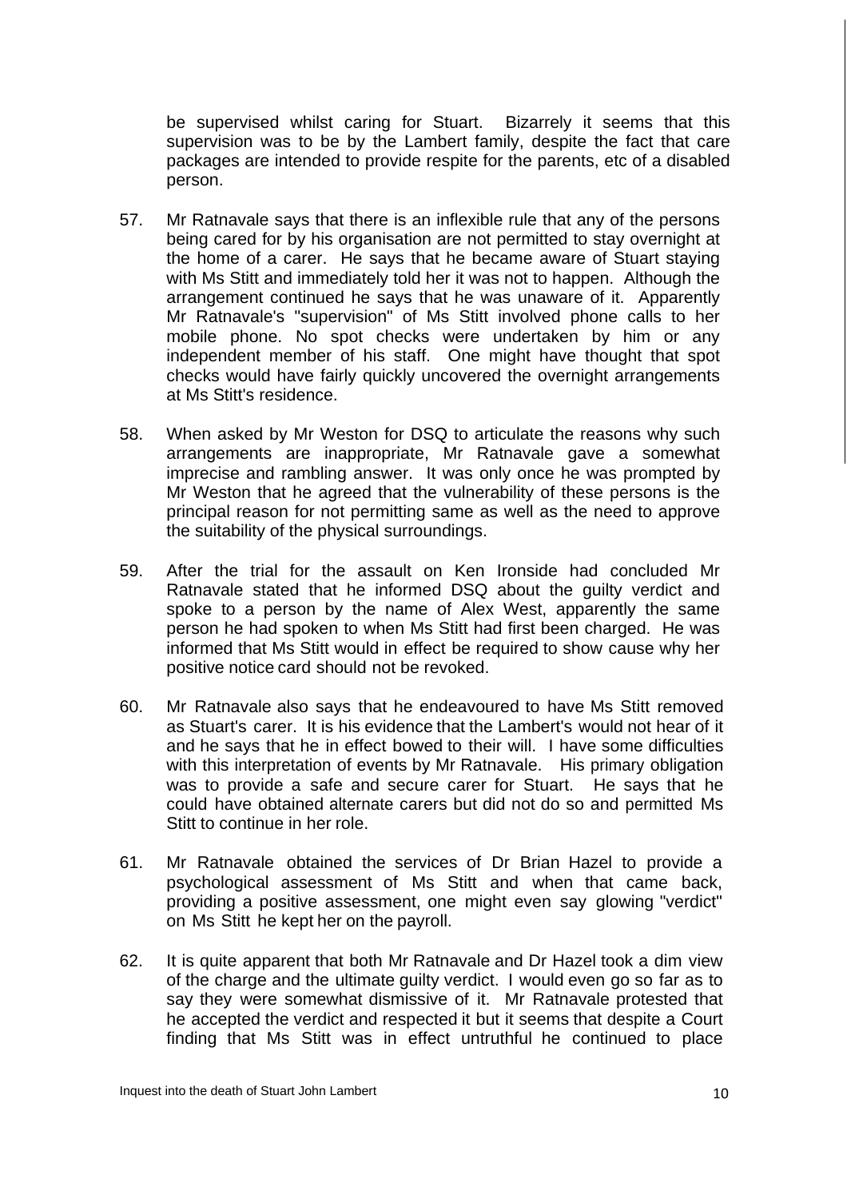be supervised whilst caring for Stuart. Bizarrely it seems that this supervision was to be by the Lambert family, despite the fact that care packages are intended to provide respite for the parents, etc of a disabled person.

57. Mr Ratnavale says that there is an inflexible rule that any of the persons being cared for by his organisation are not permitted to stay overnight at the home of a carer. He says that he became aware of Stuart staying with Ms Stitt and immediately told her it was not to happen. Although the arrangement continued he says that he was unaware of it. Apparently Mr Ratnavale's "supervision" of Ms Stitt involved phone calls to her mobile phone. No spot checks were undertaken by him or any independent member of his staff. One might have thought that spot checks would have fairly quickly uncovered the overnight arrangements at Ms Stitt's residence.

58. When asked by Mr Weston for DSQ to articulate the reasons why such arrangements are inappropriate, Mr Ratnavale gave a somewhat imprecise and rambling answer. It was only once he was prompted by Mr Weston that he agreed that the vulnerability of these persons is the principal reason for not permitting same as well as the need to approve the suitability of the physical surroundings.

59. After the trial for the assault on Ken Ironside had concluded Mr Ratnavale stated that he informed DSQ about the guilty verdict and spoke to a person by the name of Alex West, apparently the same person he had spoken to when Ms Stitt had first been charged. He was informed that Ms Stitt would in effect be required to show cause why her positive notice card should not be revoked.

60. Mr Ratnavale also says that he endeavoured to have Ms Stitt removed as Stuart's carer. It is his evidence that the Lambert's would not hear of it and he says that he in effect bowed to their will. I have some difficulties with this interpretation of events by Mr Ratnavale. His primary obligation was to provide a safe and secure carer for Stuart. He says that he could have obtained alternate carers but did not do so and permitted Ms Stitt to continue in her role.

61. Mr Ratnavale obtained the services of Dr Brian Hazel to provide a psychological assessment of Ms Stitt and when that came back, providing a positive assessment, one might even say glowing "verdict" on Ms Stitt he kept her on the payroll.

62. It is quite apparent that both Mr Ratnavale and Dr Hazel took a dim view of the charge and the ultimate guilty verdict. I would even go so far as to say they were somewhat dismissive of it. Mr Ratnavale protested that he accepted the verdict and respected it but it seems that despite a Court finding that Ms Stitt was in effect untruthful he continued to place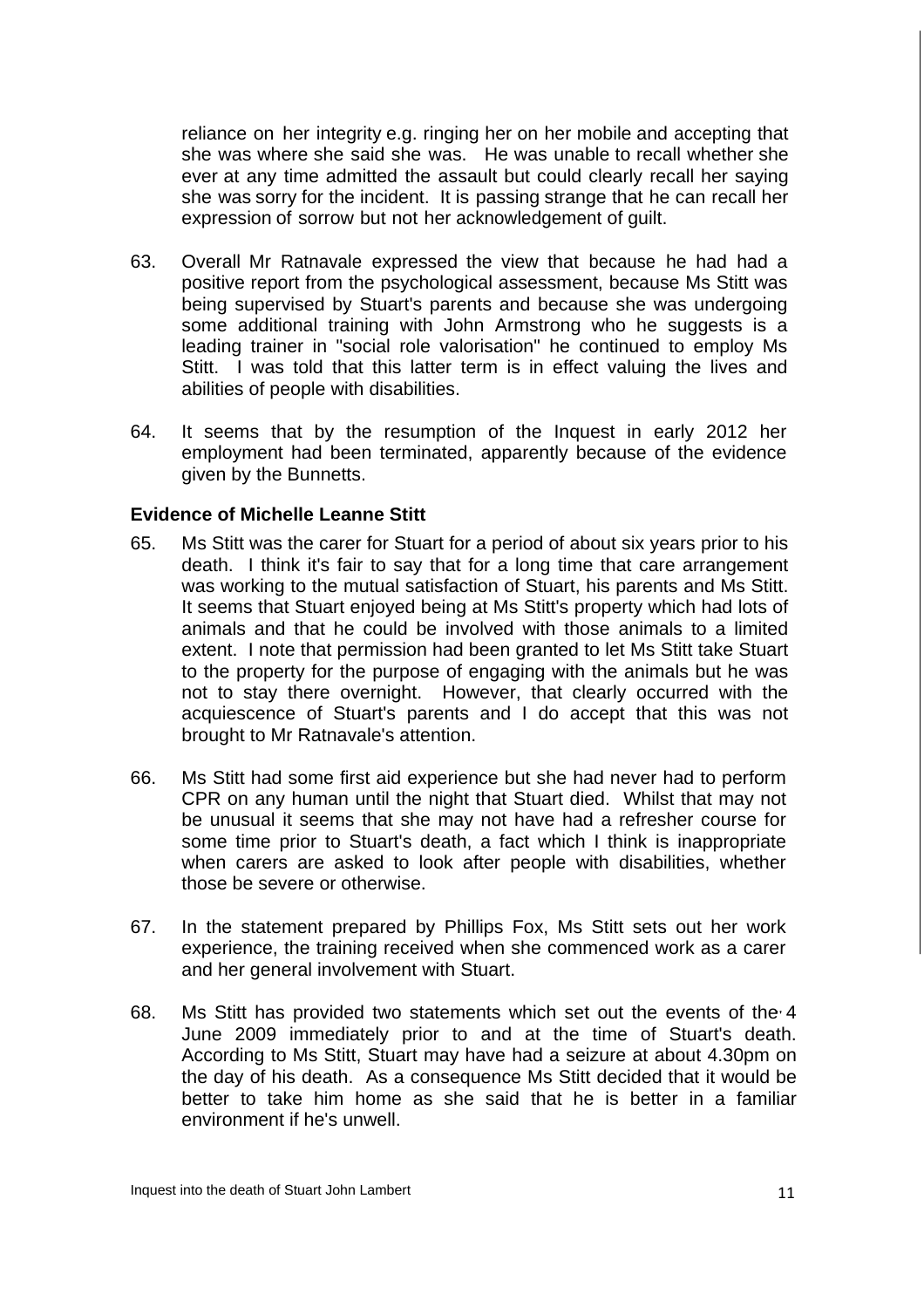reliance on her integrity e.g. ringing her on her mobile and accepting that she was where she said she was. He was unable to recall whether she ever at any time admitted the assault but could clearly recall her saying she was sorry for the incident. It is passing strange that he can recall her expression of sorrow but not her acknowledgement of guilt.

63. Overall Mr Ratnavale expressed the view that because he had had a positive report from the psychological assessment, because Ms Stitt was being supervised by Stuart's parents and because she was undergoing some additional training with John Armstrong who he suggests is a leading trainer in "social role valorisation" he continued to employ Ms Stitt. I was told that this latter term is in effect valuing the lives and abilities of people with disabilities.

64. It seems that by the resumption of the Inquest in early 2012 her employment had been terminated, apparently because of the evidence given by the Bunnetts.

**Evidence of Michelle Leanne Stitt**

65. Ms Stitt was the carer for Stuart for a period of about six years prior to his death. I think it's fair to say that for a long time that care arrangement was working to the mutual satisfaction of Stuart, his parents and Ms Stitt. It seems that Stuart enjoyed being at Ms Stitt's property which had lots of animals and that he could be involved with those animals to a limited extent. I note that permission had been granted to let Ms Stitt take Stuart to the property for the purpose of engaging with the animals but he was not to stay there overnight. However, that clearly occurred with the acquiescence of Stuart's parents and I do accept that this was not brought to Mr Ratnavale's attention.

66. Ms Stitt had some first aid experience but she had never had to perform CPR on any human until the night that Stuart died. Whilst that may not be unusual it seems that she may not have had a refresher course for some time prior to Stuart's death, a fact which I think is inappropriate when carers are asked to look after people with disabilities, whether those be severe or otherwise.

67. In the statement prepared by Phillips Fox, Ms Stitt sets out her work experience, the training received when she commenced work as a carer and her general involvement with Stuart.

68. Ms Stitt has provided two statements which set out the events of the 4 June 2009 immediately prior to and at the time of Stuart's death. According to Ms Stitt, Stuart may have had a seizure at about 4.30pm on the day of his death. As a consequence Ms Stitt decided that it would be better to take him home as she said that he is better in a familiar environment if he's unwell.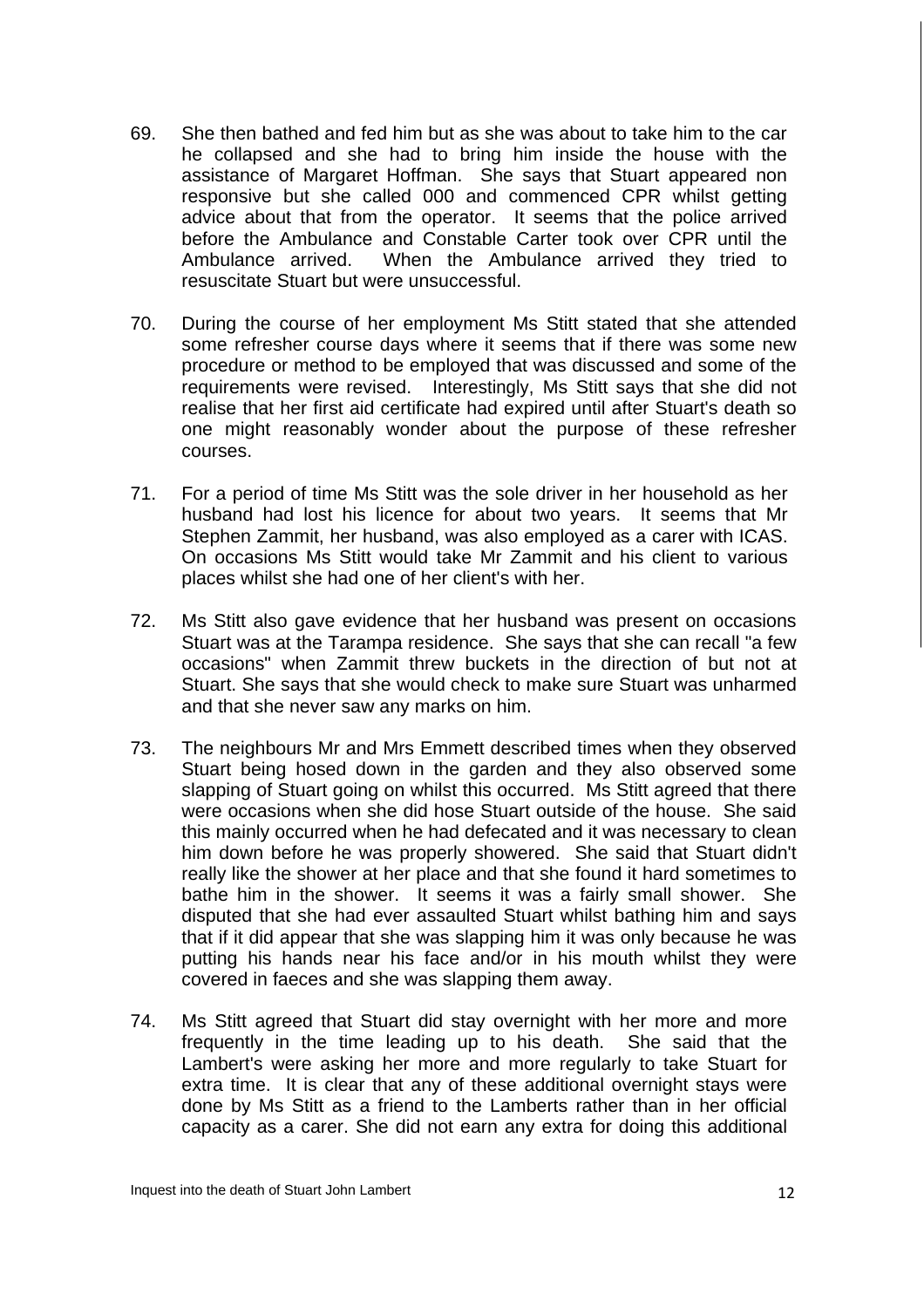69. She then bathed and fed him but as she was about to take him to the car he collapsed and she had to bring him inside the house with the assistance of Margaret Hoffman. She says that Stuart appeared non responsive but she called 000 and commenced CPR whilst getting advice about that from the operator. It seems that the police arrived before the Ambulance and Constable Carter took over CPR until the Ambulance arrived. When the Ambulance arrived they tried to resuscitate Stuart but were unsuccessful.

70. During the course of her employment Ms Stitt stated that she attended some refresher course days where it seems that if there was some new procedure or method to be employed that was discussed and some of the requirements were revised. Interestingly, Ms Stitt says that she did not realise that her first aid certificate had expired until after Stuart's death so one might reasonably wonder about the purpose of these refresher courses.

71. For a period of time Ms Stitt was the sole driver in her household as her husband had lost his licence for about two years. It seems that Mr Stephen Zammit, her husband, was also employed as a carer with ICAS. On occasions Ms Stitt would take Mr Zammit and his client to various places whilst she had one of her client's with her.

72. Ms Stitt also gave evidence that her husband was present on occasions Stuart was at the Tarampa residence. She says that she can recall "a few occasions" when Zammit threw buckets in the direction of but not at Stuart. She says that she would check to make sure Stuart was unharmed and that she never saw any marks on him.

73. The neighbours Mr and Mrs Emmett described times when they observed Stuart being hosed down in the garden and they also observed some slapping of Stuart going on whilst this occurred. Ms Stitt agreed that there were occasions when she did hose Stuart outside of the house. She said this mainly occurred when he had defecated and it was necessary to clean him down before he was properly showered. She said that Stuart didn't really like the shower at her place and that she found it hard sometimes to bathe him in the shower. It seems it was a fairly small shower. She disputed that she had ever assaulted Stuart whilst bathing him and says that if it did appear that she was slapping him it was only because he was putting his hands near his face and/or in his mouth whilst they were covered in faeces and she was slapping them away.

74. Ms Stitt agreed that Stuart did stay overnight with her more and more frequently in the time leading up to his death. She said that the Lambert's were asking her more and more regularly to take Stuart for extra time. It is clear that any of these additional overnight stays were done by Ms Stitt as a friend to the Lamberts rather than in her official capacity as a carer. She did not earn any extra for doing this additional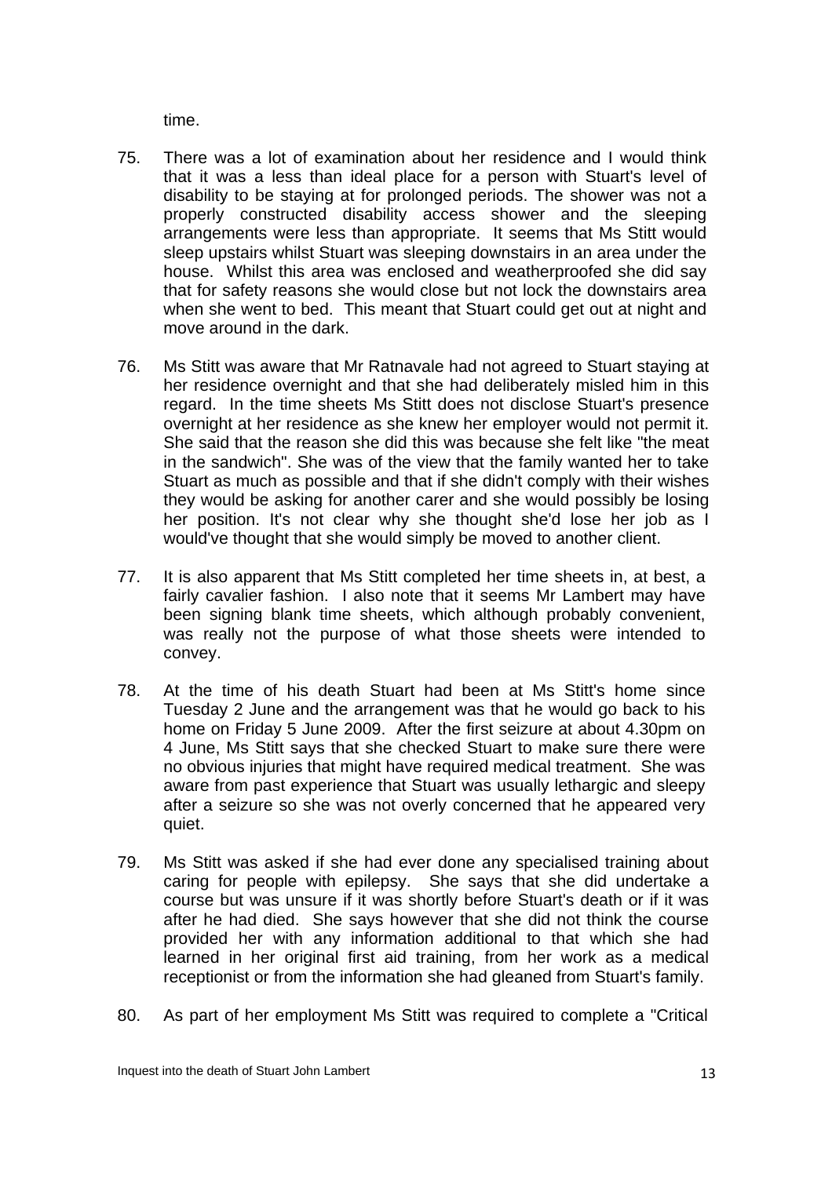time.

75. There was a lot of examination about her residence and I would think that it was a less than ideal place for a person with Stuart's level of disability to be staying at for prolonged periods. The shower was not a properly constructed disability access shower and the sleeping arrangements were less than appropriate. It seems that Ms Stitt would sleep upstairs whilst Stuart was sleeping downstairs in an area under the house. Whilst this area was enclosed and weatherproofed she did say that for safety reasons she would close but not lock the downstairs area when she went to bed. This meant that Stuart could get out at night and move around in the dark.

76. Ms Stitt was aware that Mr Ratnavale had not agreed to Stuart staying at her residence overnight and that she had deliberately misled him in this regard. In the time sheets Ms Stitt does not disclose Stuart's presence overnight at her residence as she knew her employer would not permit it. She said that the reason she did this was because she felt like "the meat in the sandwich". She was of the view that the family wanted her to take Stuart as much as possible and that if she didn't comply with their wishes they would be asking for another carer and she would possibly be losing her position. It's not clear why she thought she'd lose her job as I would've thought that she would simply be moved to another client.

77. It is also apparent that Ms Stitt completed her time sheets in, at best, a fairly cavalier fashion. I also note that it seems Mr Lambert may have been signing blank time sheets, which although probably convenient, was really not the purpose of what those sheets were intended to convey.

78. At the time of his death Stuart had been at Ms Stitt's home since Tuesday 2 June and the arrangement was that he would go back to his home on Friday 5 June 2009. After the first seizure at about 4.30pm on 4 June, Ms Stitt says that she checked Stuart to make sure there were no obvious injuries that might have required medical treatment. She was aware from past experience that Stuart was usually lethargic and sleepy after a seizure so she was not overly concerned that he appeared very quiet.

79. Ms Stitt was asked if she had ever done any specialised training about caring for people with epilepsy. She says that she did undertake a course but was unsure if it was shortly before Stuart's death or if it was after he had died. She says however that she did not think the course provided her with any information additional to that which she had learned in her original first aid training, from her work as a medical receptionist or from the information she had gleaned from Stuart's family.

80. As part of her employment Ms Stitt was required to complete a "Critical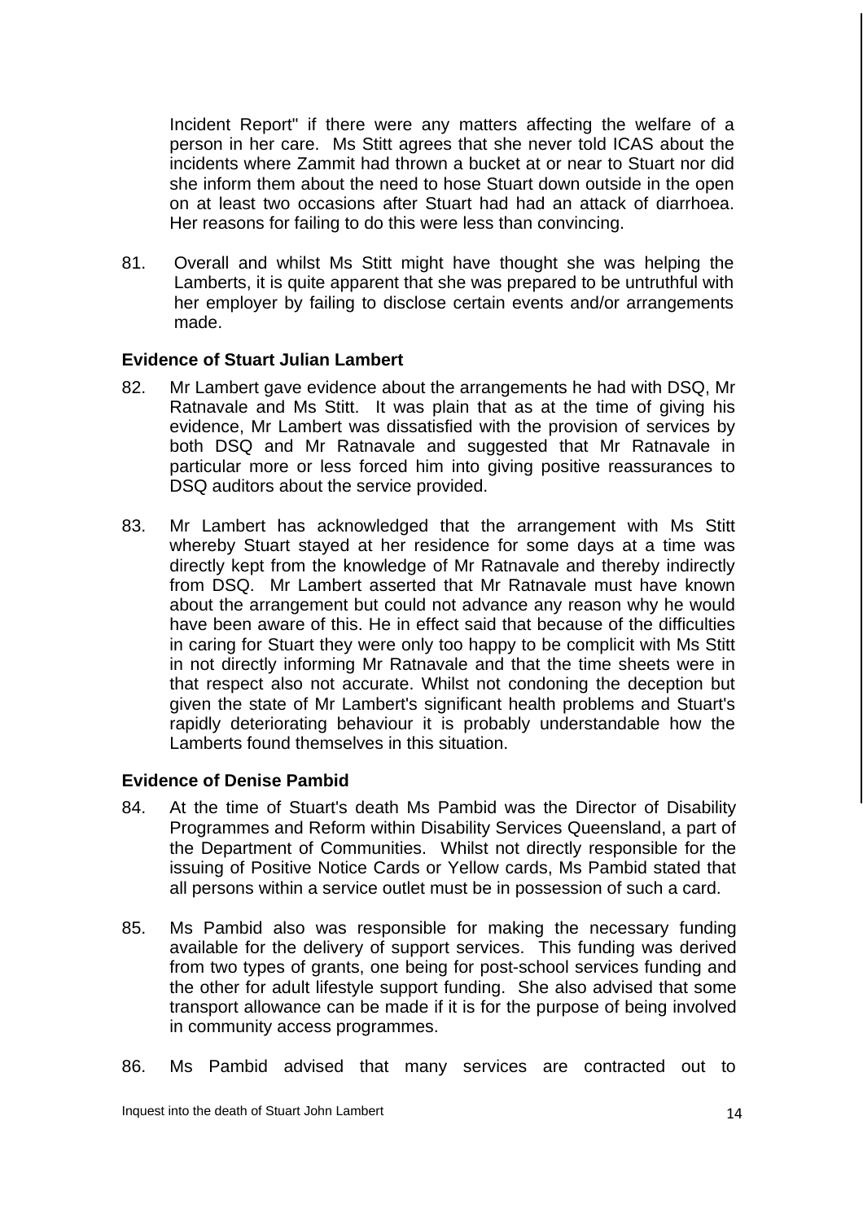Incident Report" if there were any matters affecting the welfare of a person in her care. Ms Stitt agrees that she never told ICAS about the incidents where Zammit had thrown a bucket at or near to Stuart nor did she inform them about the need to hose Stuart down outside in the open on at least two occasions after Stuart had had an attack of diarrhoea. Her reasons for failing to do this were less than convincing.

81. Overall and whilst Ms Stitt might have thought she was helping the Lamberts, it is quite apparent that she was prepared to be untruthful with her employer by failing to disclose certain events and/or arrangements made.

**Evidence of Stuart Julian Lambert**

82. Mr Lambert gave evidence about the arrangements he had with DSQ, Mr Ratnavale and Ms Stitt. It was plain that as at the time of giving his evidence, Mr Lambert was dissatisfied with the provision of services by both DSQ and Mr Ratnavale and suggested that Mr Ratnavale in particular more or less forced him into giving positive reassurances to DSQ auditors about the service provided.

83. Mr Lambert has acknowledged that the arrangement with Ms Stitt whereby Stuart stayed at her residence for some days at a time was directly kept from the knowledge of Mr Ratnavale and thereby indirectly from DSQ. Mr Lambert asserted that Mr Ratnavale must have known about the arrangement but could not advance any reason why he would have been aware of this. He in effect said that because of the difficulties in caring for Stuart they were only too happy to be complicit with Ms Stitt in not directly informing Mr Ratnavale and that the time sheets were in that respect also not accurate. Whilst not condoning the deception but given the state of Mr Lambert's significant health problems and Stuart's rapidly deteriorating behaviour it is probably understandable how the Lamberts found themselves in this situation.

**Evidence of Denise Pambid**

84. At the time of Stuart's death Ms Pambid was the Director of Disability Programmes and Reform within Disability Services Queensland, a part of the Department of Communities. Whilst not directly responsible for the issuing of Positive Notice Cards or Yellow cards, Ms Pambid stated that all persons within a service outlet must be in possession of such a card.

85. Ms Pambid also was responsible for making the necessary funding available for the delivery of support services. This funding was derived from two types of grants, one being for post-school services funding and the other for adult lifestyle support funding. She also advised that some transport allowance can be made if it is for the purpose of being involved in community access programmes.

86. Ms Pambid advised that many services are contracted out to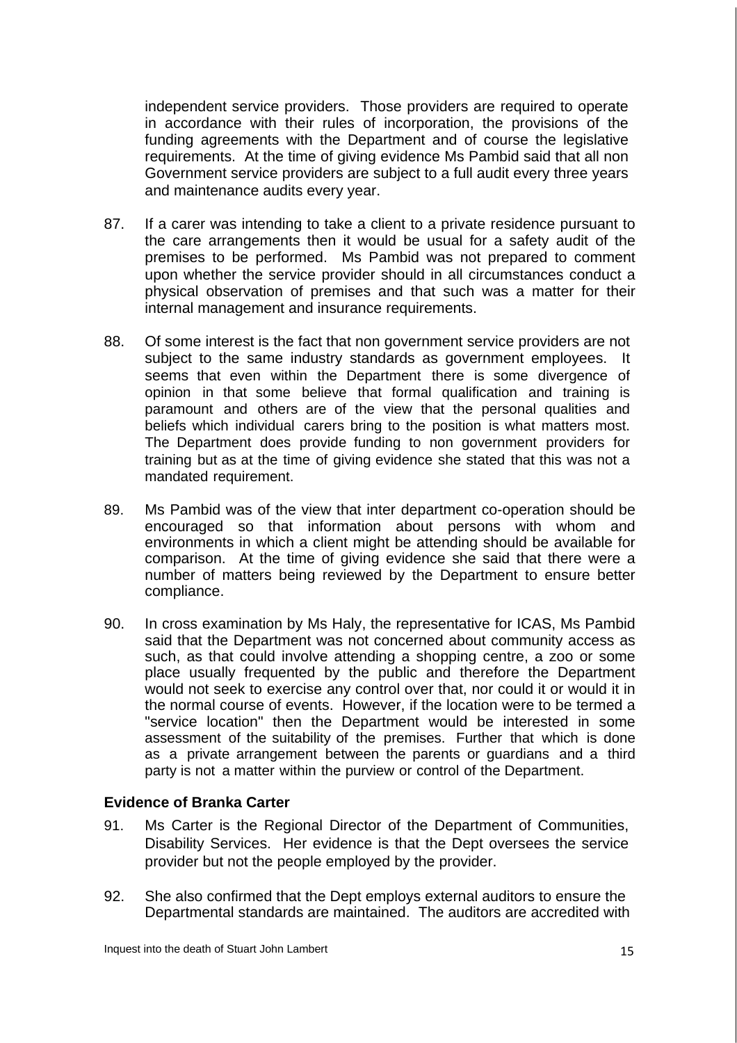independent service providers. Those providers are required to operate in accordance with their rules of incorporation, the provisions of the funding agreements with the Department and of course the legislative requirements. At the time of giving evidence Ms Pambid said that all non Government service providers are subject to a full audit every three years and maintenance audits every year.

87. If a carer was intending to take a client to a private residence pursuant to the care arrangements then it would be usual for a safety audit of the premises to be performed. Ms Pambid was not prepared to comment upon whether the service provider should in all circumstances conduct a physical observation of premises and that such was a matter for their internal management and insurance requirements.

88. Of some interest is the fact that non government service providers are not subject to the same industry standards as government employees. It seems that even within the Department there is some divergence of opinion in that some believe that formal qualification and training is paramount and others are of the view that the personal qualities and beliefs which individual carers bring to the position is what matters most. The Department does provide funding to non government providers for training but as at the time of giving evidence she stated that this was not a mandated requirement.

89. Ms Pambid was of the view that inter department co-operation should be encouraged so that information about persons with whom and environments in which a client might be attending should be available for comparison. At the time of giving evidence she said that there were a number of matters being reviewed by the Department to ensure better compliance.

90. In cross examination by Ms Haly, the representative for ICAS, Ms Pambid said that the Department was not concerned about community access as such, as that could involve attending a shopping centre, a zoo or some place usually frequented by the public and therefore the Department would not seek to exercise any control over that, nor could it or would it in the normal course of events. However, if the location were to be termed a "service location" then the Department would be interested in some assessment of the suitability of the premises. Further that which is done as a private arrangement between the parents or guardians and a third party is not a matter within the purview or control of the Department.

### Evidence of Branka Carter

91. Ms Carter is the Regional Director of the Department of Communities, Disability Services. Her evidence is that the Dept oversees the service provider but not the people employed by the provider.

92. She also confirmed that the Dept employs external auditors to ensure the Departmental standards are maintained. The auditors are accredited with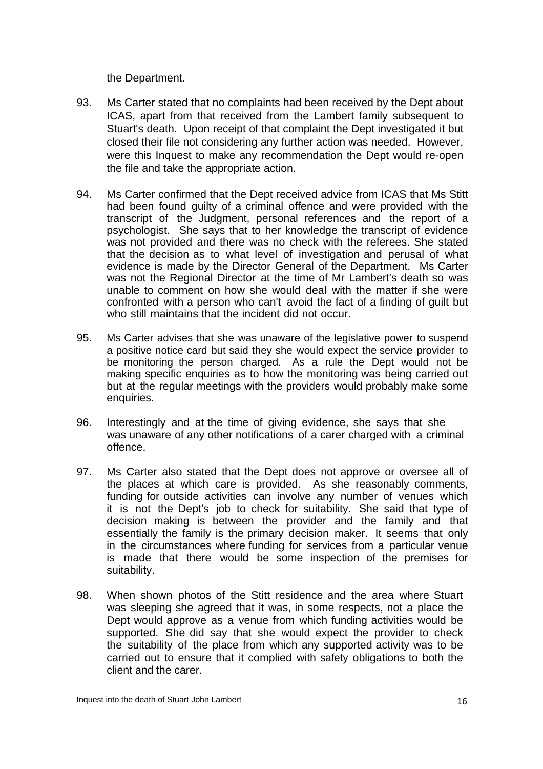the Department.

93. Ms Carter stated that no complaints had been received by the Dept about ICAS, apart from that received from the Lambert family subsequent to Stuart's death. Upon receipt of that complaint the Dept investigated it but closed their file not considering any further action was needed. However, were this Inquest to make any recommendation the Dept would re-open the file and take the appropriate action.

94. Ms Carter confirmed that the Dept received advice from ICAS that Ms Stitt had been found guilty of a criminal offence and were provided with the transcript of the Judgment, personal references and the report of a psychologist. She says that to her knowledge the transcript of evidence was not provided and there was no check with the referees. She stated that the decision as to what level of investigation and perusal of what evidence is made by the Director General of the Department. Ms Carter was not the Regional Director at the time of Mr Lambert's death so was unable to comment on how she would deal with the matter if she were confronted with a person who can't avoid the fact of a finding of guilt but who still maintains that the incident did not occur.

95. Ms Carter advises that she was unaware of the legislative power to suspend a positive notice card but said they she would expect the service provider to be monitoring the person charged. As a rule the Dept would not be making specific enquiries as to how the monitoring was being carried out but at the regular meetings with the providers would probably make some enquiries.

96. Interestingly and at the time of giving evidence, she says that she was unaware of any other notifications of a carer charged with a criminal offence.

97. Ms Carter also stated that the Dept does not approve or oversee all of the places at which care is provided. As she reasonably comments, funding for outside activities can involve any number of venues which it is not the Dept's job to check for suitability. She said that type of decision making is between the provider and the family and that essentially the family is the primary decision maker. It seems that only in the circumstances where funding for services from a particular venue is made that there would be some inspection of the premises for suitability.

98. When shown photos of the Stitt residence and the area where Stuart was sleeping she agreed that it was, in some respects, not a place the Dept would approve as a venue from which funding activities would be supported. She did say that she would expect the provider to check the suitability of the place from which any supported activity was to be carried out to ensure that it complied with safety obligations to both the client and the carer.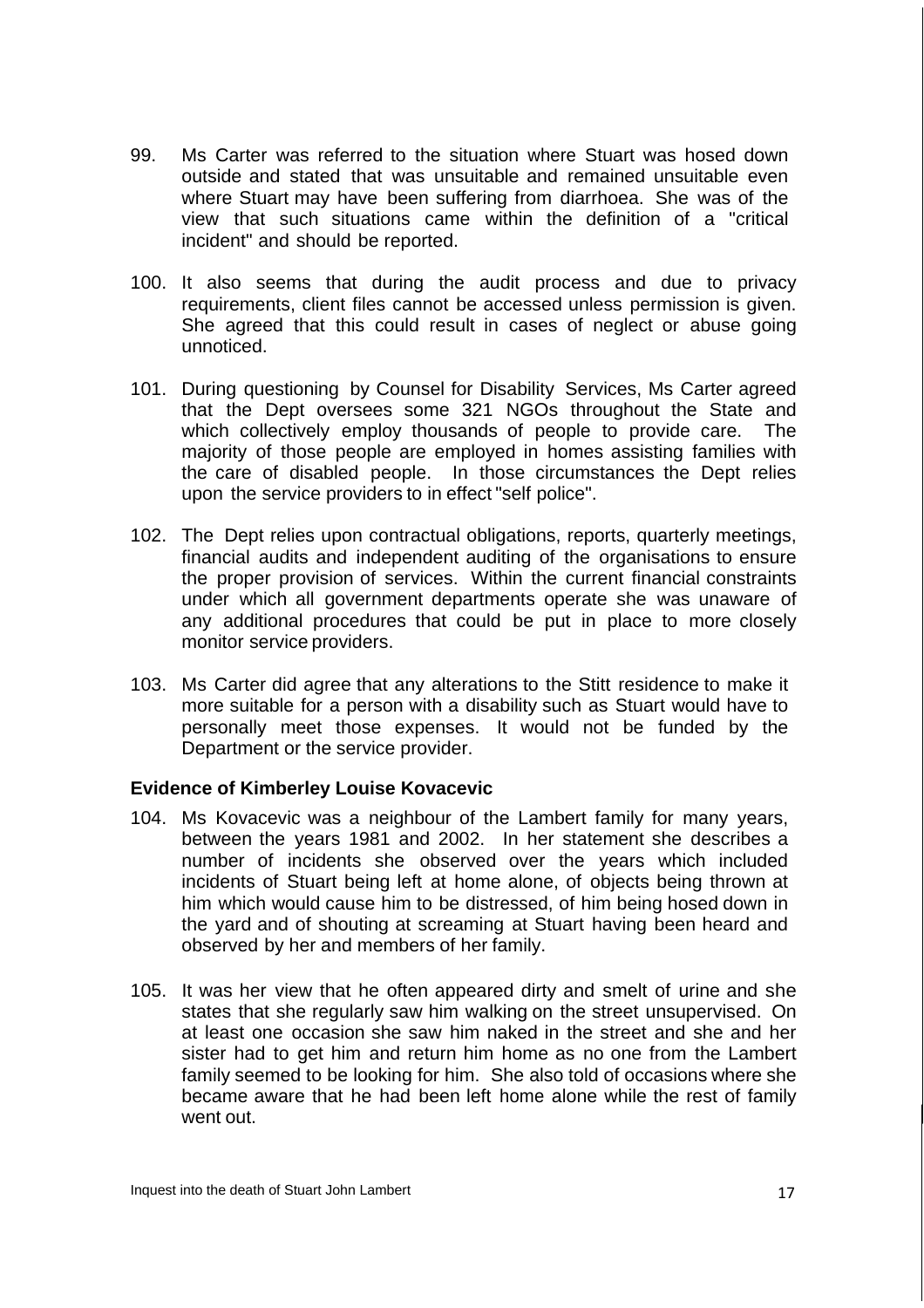99. Ms Carter was referred to the situation where Stuart was hosed down outside and stated that was unsuitable and remained unsuitable even where Stuart may have been suffering from diarrhoea. She was of the view that such situations came within the definition of a "critical incident" and should be reported.

100. It also seems that during the audit process and due to privacy requirements, client files cannot be accessed unless permission is given. She agreed that this could result in cases of neglect or abuse going unnoticed.

101. During questioning by Counsel for Disability Services, Ms Carter agreed that the Dept oversees some 321 NGOs throughout the State and which collectively employ thousands of people to provide care. The majority of those people are employed in homes assisting families with the care of disabled people. In those circumstances the Dept relies upon the service providers to in effect "self police".

102. The Dept relies upon contractual obligations, reports, quarterly meetings, financial audits and independent auditing of the organisations to ensure the proper provision of services. Within the current financial constraints under which all government departments operate she was unaware of any additional procedures that could be put in place to more closely monitor service providers.

103. Ms Carter did agree that any alterations to the Stitt residence to make it more suitable for a person with a disability such as Stuart would have to personally meet those expenses. It would not be funded by the Department or the service provider.

**Evidence of Kimberley Louise Kovacevic**

104. Ms Kovacevic was a neighbour of the Lambert family for many years, between the years 1981 and 2002. In her statement she describes a number of incidents she observed over the years which included incidents of Stuart being left at home alone, of objects being thrown at him which would cause him to be distressed, of him being hosed down in the yard and of shouting at screaming at Stuart having been heard and observed by her and members of her family.

105. It was her view that he often appeared dirty and smelt of urine and she states that she regularly saw him walking on the street unsupervised. On at least one occasion she saw him naked in the street and she and her sister had to get him and return him home as no one from the Lambert family seemed to be looking for him. She also told of occasions where she became aware that he had been left home alone while the rest of family went out.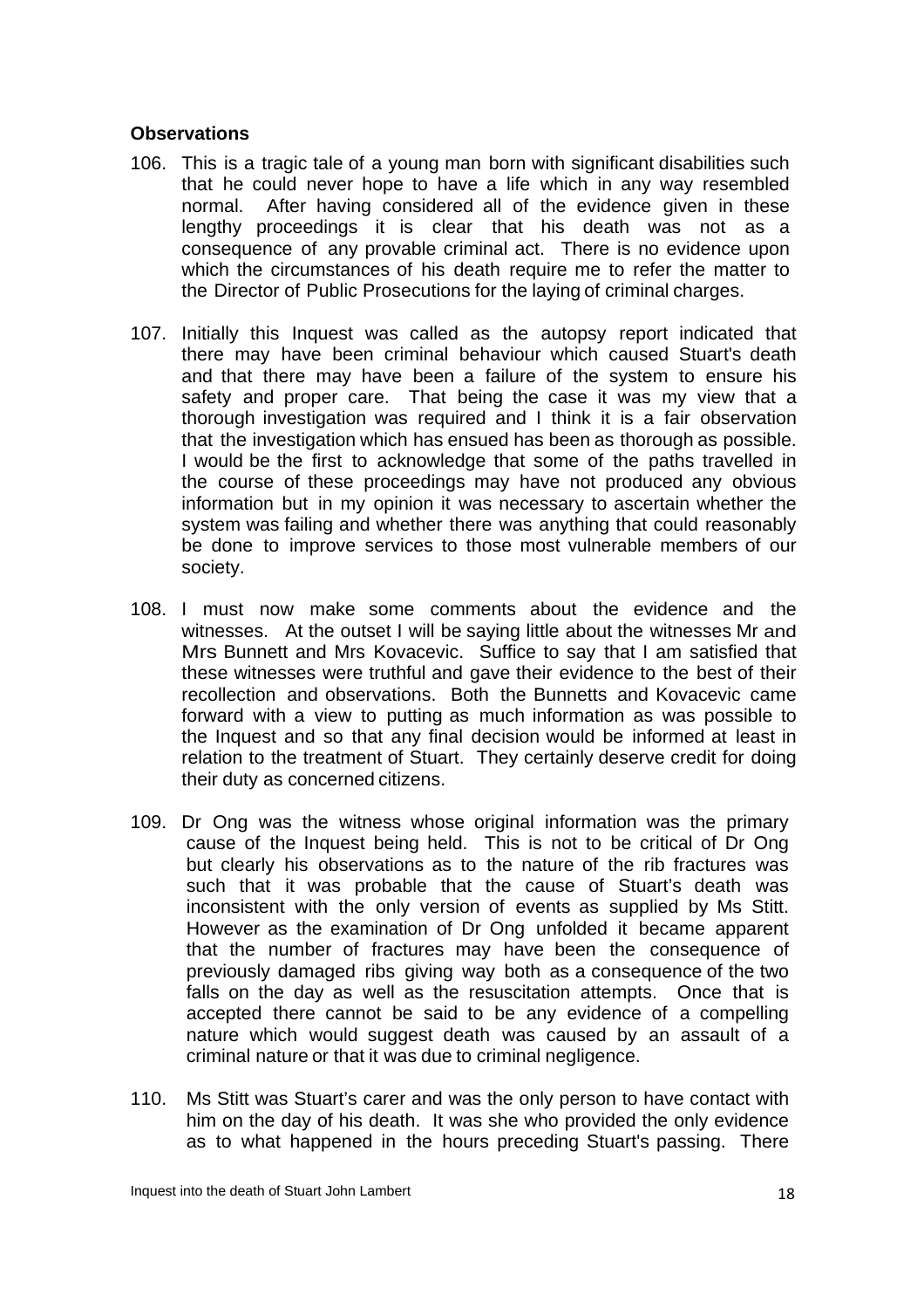**Observations**

106. This is a tragic tale of a young man born with significant disabilities such that he could never hope to have a life which in any way resembled normal. After having considered all of the evidence given in these lengthy proceedings it is clear that his death was not as a consequence of any provable criminal act. There is no evidence upon which the circumstances of his death require me to refer the matter to the Director of Public Prosecutions for the laying of criminal charges.

107. Initially this Inquest was called as the autopsy report indicated that there may have been criminal behaviour which caused Stuart's death and that there may have been a failure of the system to ensure his safety and proper care. That being the case it was my view that a thorough investigation was required and I think it is a fair observation that the investigation which has ensued has been as thorough as possible. I would be the first to acknowledge that some of the paths travelled in the course of these proceedings may have not produced any obvious information but in my opinion it was necessary to ascertain whether the system was failing and whether there was anything that could reasonably be done to improve services to those most vulnerable members of our society.

108. I must now make some comments about the evidence and the witnesses. At the outset I will be saying little about the witnesses Mr and Mrs Bunnett and Mrs Kovacevic. Suffice to say that I am satisfied that these witnesses were truthful and gave their evidence to the best of their recollection and observations. Both the Bunnetts and Kovacevic came forward with a view to putting as much information as was possible to the Inquest and so that any final decision would be informed at least in relation to the treatment of Stuart. They certainly deserve credit for doing their duty as concerned citizens.

109. Dr Ong was the witness whose original information was the primary cause of the Inquest being held. This is not to be critical of Dr Ong but clearly his observations as to the nature of the rib fractures was such that it was probable that the cause of Stuart's death was inconsistent with the only version of events as supplied by Ms Stitt. However as the examination of Dr Ong unfolded it became apparent that the number of fractures may have been the consequence of previously damaged ribs giving way both as a consequence of the two falls on the day as well as the resuscitation attempts. Once that is accepted there cannot be said to be any evidence of a compelling nature which would suggest death was caused by an assault of a criminal nature or that it was due to criminal negligence.

110. Ms Stitt was Stuart's carer and was the only person to have contact with him on the day of his death. It was she who provided the only evidence as to what happened in the hours preceding Stuart's passing. There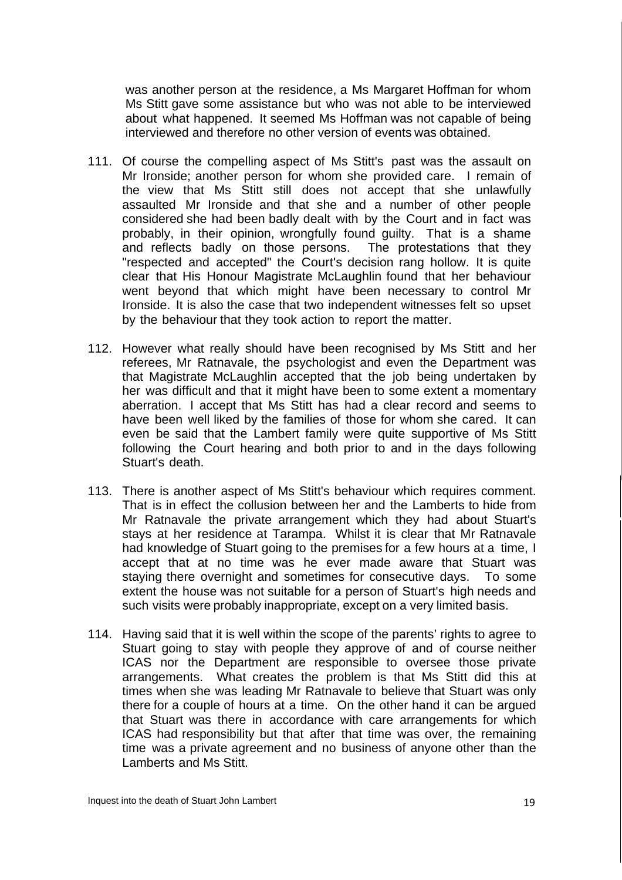was another person at the residence, a Ms Margaret Hoffman for whom Ms Stitt gave some assistance but who was not able to be interviewed about what happened. It seemed Ms Hoffman was not capable of being interviewed and therefore no other version of events was obtained.

111. Of course the compelling aspect of Ms Stitt's past was the assault on Mr Ironside; another person for whom she provided care. I remain of the view that Ms Stitt still does not accept that she unlawfully assaulted Mr Ironside and that she and a number of other people considered she had been badly dealt with by the Court and in fact was probably, in their opinion, wrongfully found guilty. That is a shame and reflects badly on those persons. The protestations that they "respected and accepted" the Court's decision rang hollow. It is quite clear that His Honour Magistrate McLaughlin found that her behaviour went beyond that which might have been necessary to control Mr Ironside. It is also the case that two independent witnesses felt so upset by the behaviour that they took action to report the matter.

112. However what really should have been recognised by Ms Stitt and her referees, Mr Ratnavale, the psychologist and even the Department was that Magistrate McLaughlin accepted that the job being undertaken by her was difficult and that it might have been to some extent a momentary aberration. I accept that Ms Stitt has had a clear record and seems to have been well liked by the families of those for whom she cared. It can even be said that the Lambert family were quite supportive of Ms Stitt following the Court hearing and both prior to and in the days following Stuart's death.

113. There is another aspect of Ms Stitt's behaviour which requires comment. That is in effect the collusion between her and the Lamberts to hide from Mr Ratnavale the private arrangement which they had about Stuart's stays at her residence at Tarampa. Whilst it is clear that Mr Ratnavale had knowledge of Stuart going to the premises for a few hours at a time, I accept that at no time was he ever made aware that Stuart was staying there overnight and sometimes for consecutive days. To some extent the house was not suitable for a person of Stuart's high needs and such visits were probably inappropriate, except on a very limited basis.

114. Having said that it is well within the scope of the parents' rights to agree to Stuart going to stay with people they approve of and of course neither ICAS nor the Department are responsible to oversee those private arrangements. What creates the problem is that Ms Stitt did this at times when she was leading Mr Ratnavale to believe that Stuart was only there for a couple of hours at a time. On the other hand it can be argued that Stuart was there in accordance with care arrangements for which ICAS had responsibility but that after that time was over, the remaining time was a private agreement and no business of anyone other than the Lamberts and Ms Stitt.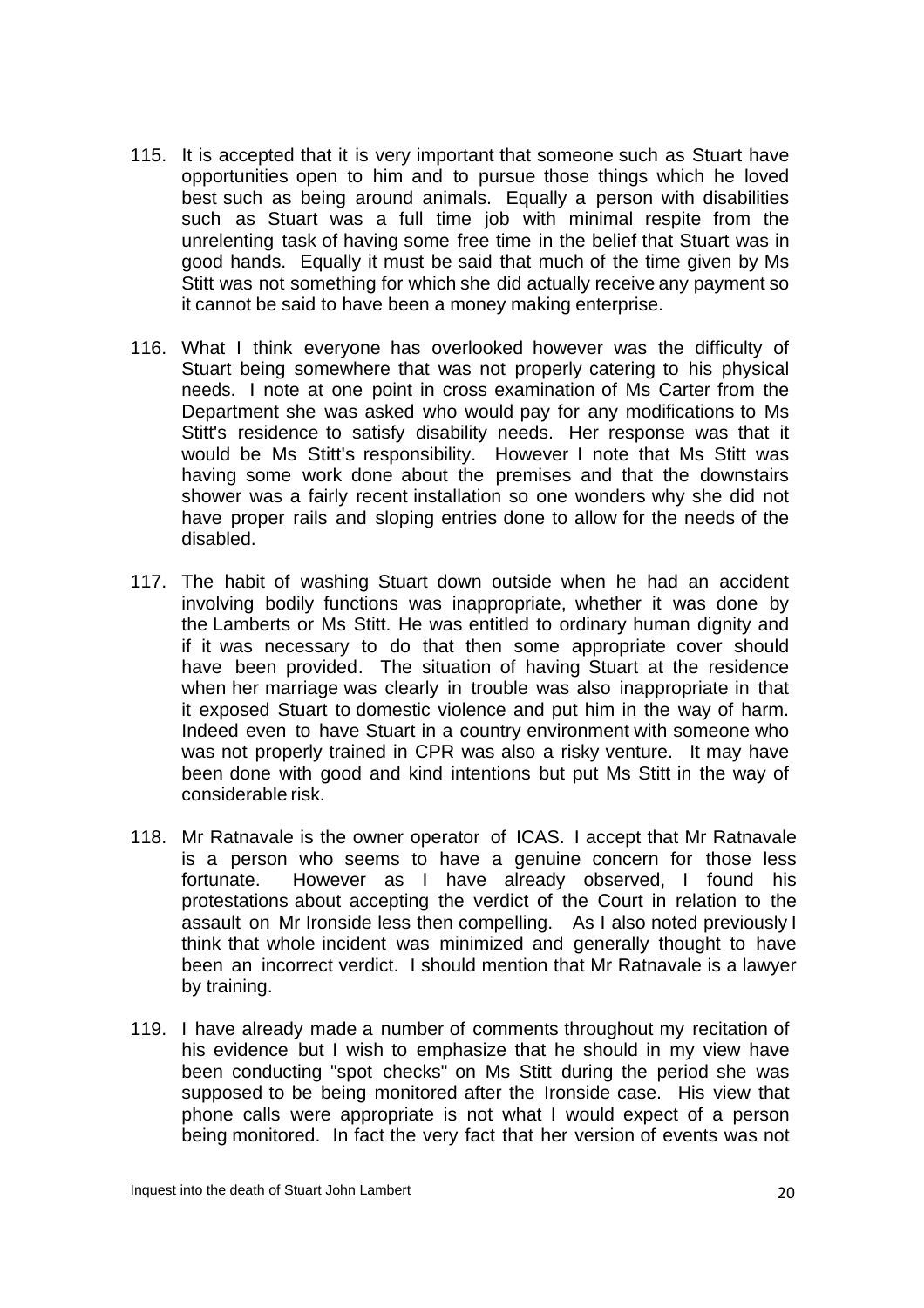115. It is accepted that it is very important that someone such as Stuart have opportunities open to him and to pursue those things which he loved best such as being around animals. Equally a person with disabilities such as Stuart was a full time job with minimal respite from the unrelenting task of having some free time in the belief that Stuart was in good hands. Equally it must be said that much of the time given by Ms Stitt was not something for which she did actually receive any payment so it cannot be said to have been a money making enterprise.

116. What I think everyone has overlooked however was the difficulty of Stuart being somewhere that was not properly catering to his physical needs. I note at one point in cross examination of Ms Carter from the Department she was asked who would pay for any modifications to Ms Stitt's residence to satisfy disability needs. Her response was that it would be Ms Stitt's responsibility. However I note that Ms Stitt was having some work done about the premises and that the downstairs shower was a fairly recent installation so one wonders why she did not have proper rails and sloping entries done to allow for the needs of the disabled.

117. The habit of washing Stuart down outside when he had an accident involving bodily functions was inappropriate, whether it was done by the Lamberts or Ms Stitt. He was entitled to ordinary human dignity and if it was necessary to do that then some appropriate cover should have been provided. The situation of having Stuart at the residence when her marriage was clearly in trouble was also inappropriate in that it exposed Stuart to domestic violence and put him in the way of harm. Indeed even to have Stuart in a country environment with someone who was not properly trained in CPR was also a risky venture. It may have been done with good and kind intentions but put Ms Stitt in the way of considerable risk.

118. Mr Ratnavale is the owner operator of ICAS. I accept that Mr Ratnavale is a person who seems to have a genuine concern for those less fortunate. However as I have already observed, I found his protestations about accepting the verdict of the Court in relation to the assault on Mr Ironside less then compelling. As I also noted previously I think that whole incident was minimized and generally thought to have been an incorrect verdict. I should mention that Mr Ratnavale is a lawyer by training.

119. I have already made a number of comments throughout my recitation of his evidence but I wish to emphasize that he should in my view have been conducting "spot checks" on Ms Stitt during the period she was supposed to be being monitored after the Ironside case. His view that phone calls were appropriate is not what I would expect of a person being monitored. In fact the very fact that her version of events was not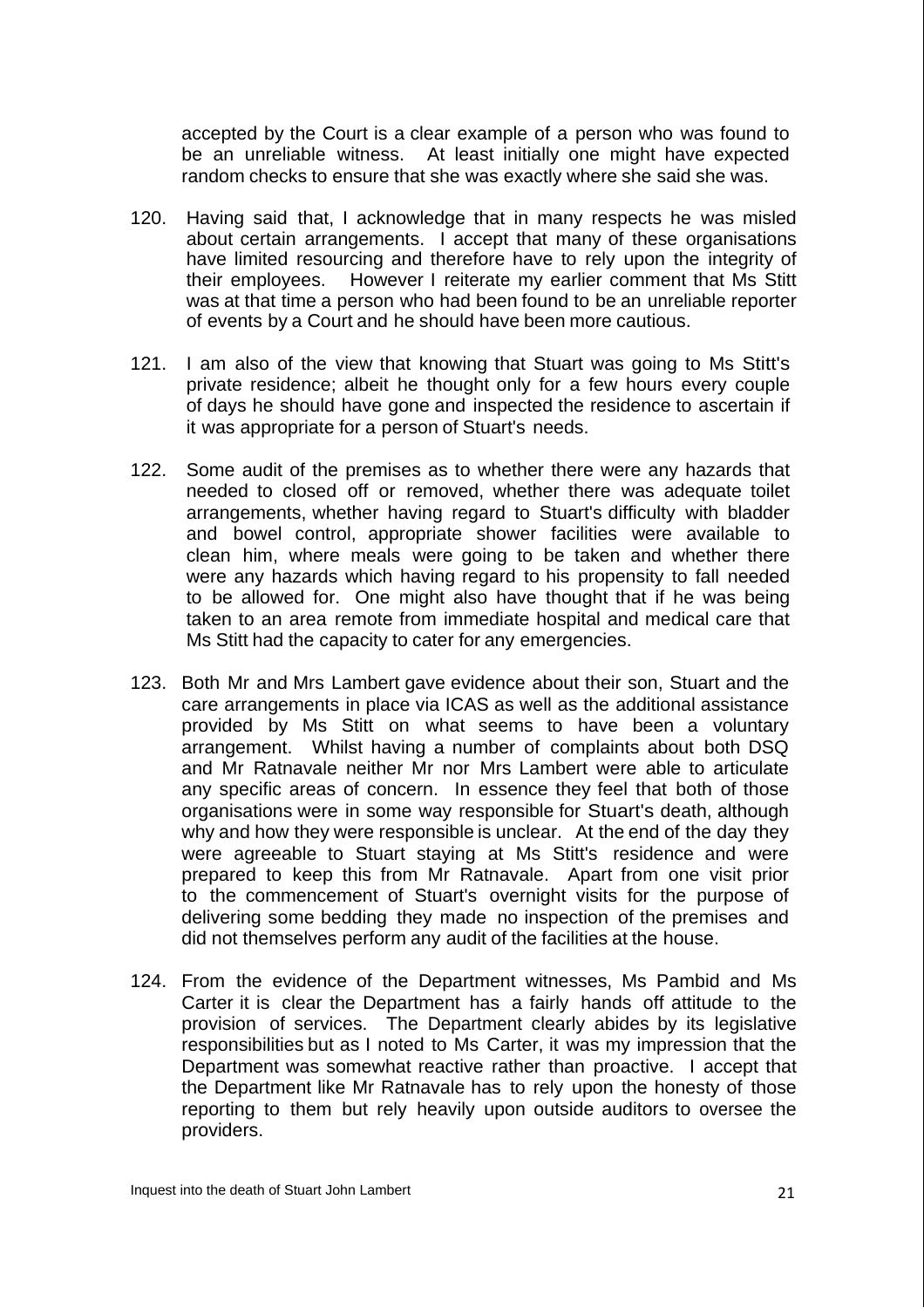accepted by the Court is a clear example of a person who was found to be an unreliable witness. At least initially one might have expected random checks to ensure that she was exactly where she said she was.

120. Having said that, I acknowledge that in many respects he was misled about certain arrangements. I accept that many of these organisations have limited resourcing and therefore have to rely upon the integrity of their employees. However I reiterate my earlier comment that Ms Stitt was at that time a person who had been found to be an unreliable reporter of events by a Court and he should have been more cautious.

121. I am also of the view that knowing that Stuart was going to Ms Stitt's private residence; albeit he thought only for a few hours every couple of days he should have gone and inspected the residence to ascertain if it was appropriate for a person of Stuart's needs.

122. Some audit of the premises as to whether there were any hazards that needed to closed off or removed, whether there was adequate toilet arrangements, whether having regard to Stuart's difficulty with bladder and bowel control, appropriate shower facilities were available to clean him, where meals were going to be taken and whether there were any hazards which having regard to his propensity to fall needed to be allowed for. One might also have thought that if he was being taken to an area remote from immediate hospital and medical care that Ms Stitt had the capacity to cater for any emergencies.

123. Both Mr and Mrs Lambert gave evidence about their son, Stuart and the care arrangements in place via ICAS as well as the additional assistance provided by Ms Stitt on what seems to have been a voluntary arrangement. Whilst having a number of complaints about both DSQ and Mr Ratnavale neither Mr nor Mrs Lambert were able to articulate any specific areas of concern. In essence they feel that both of those organisations were in some way responsible for Stuart's death, although why and how they were responsible is unclear. At the end of the day they were agreeable to Stuart staying at Ms Stitt's residence and were prepared to keep this from Mr Ratnavale. Apart from one visit prior to the commencement of Stuart's overnight visits for the purpose of delivering some bedding they made no inspection of the premises and did not themselves perform any audit of the facilities at the house.

124. From the evidence of the Department witnesses, Ms Pambid and Ms Carter it is clear the Department has a fairly hands off attitude to the provision of services. The Department clearly abides by its legislative responsibilities but as I noted to Ms Carter, it was my impression that the Department was somewhat reactive rather than proactive. I accept that the Department like Mr Ratnavale has to rely upon the honesty of those reporting to them but rely heavily upon outside auditors to oversee the providers.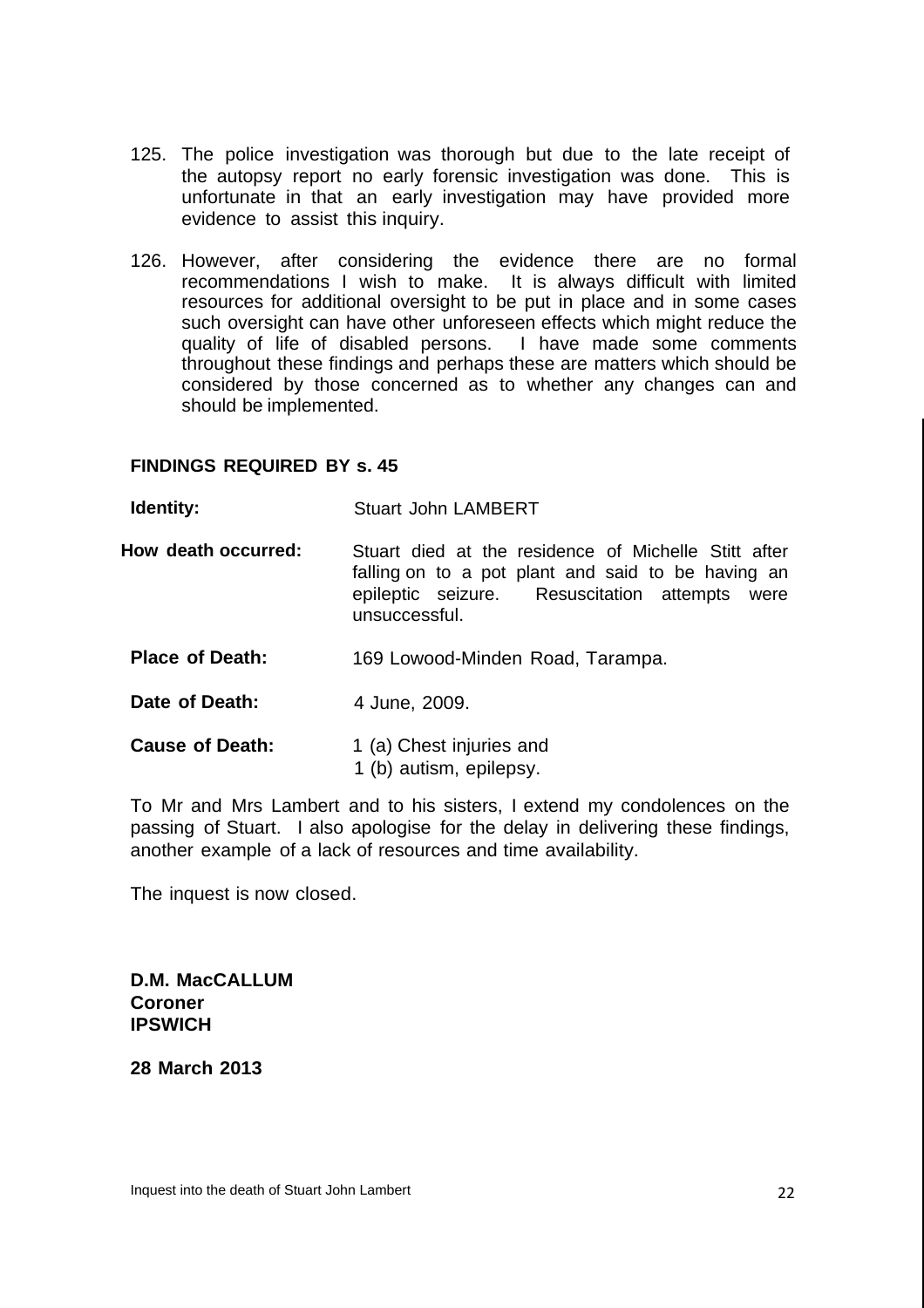125. The police investigation was thorough but due to the late receipt of the autopsy report no early forensic investigation was done. This is unfortunate in that an early investigation may have provided more evidence to assist this inquiry.

126. However, after considering the evidence there are no formal recommendations I wish to make. It is always difficult with limited resources for additional oversight to be put in place and in some cases such oversight can have other unforeseen effects which might reduce the quality of life of disabled persons. I have made some comments throughout these findings and perhaps these are matters which should be considered by those concerned as to whether any changes can and should be implemented.

**FINDINGS REQUIRED BY s. 45**

| | |
|---|---|
| **Identity:** | Stuart John LAMBERT |
| **How death occurred:** | Stuart died at the residence of Michelle Stitt after falling on to a pot plant and said to be having an epileptic seizure. Resuscitation attempts were unsuccessful. |
| **Place of Death:** | 169 Lowood-Minden Road, Tarampa. |
| **Date of Death:** | 4 June, 2009. |
| **Cause of Death:** | 1 (a) Chest injuries and<br>1 (b) autism, epilepsy. |

To Mr and Mrs Lambert and to his sisters, I extend my condolences on the passing of Stuart. I also apologise for the delay in delivering these findings, another example of a lack of resources and time availability.

The inquest is now closed.

**D.M. MacCALLUM**
**Coroner**
**IPSWICH**

**28 March 2013**